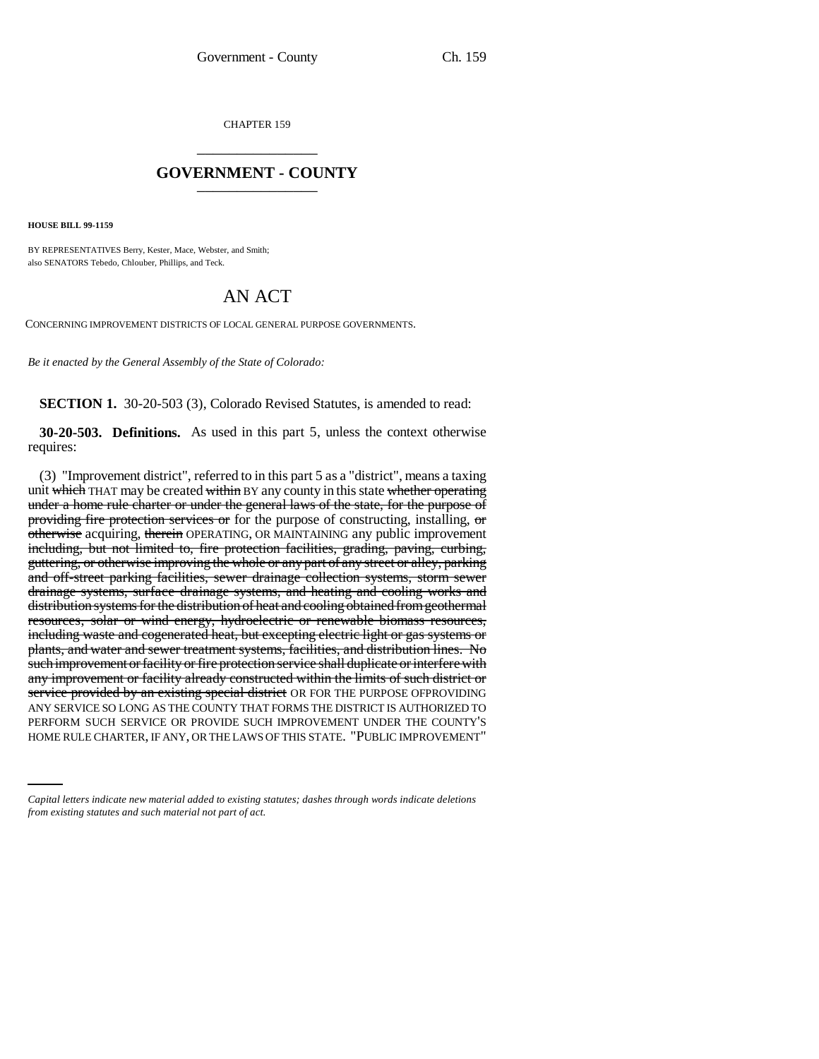CHAPTER 159

# GOVERNMENT - COUNTY

**HOUSE BILL 99-1159**

BY REPRESENTATIVES Berry, Kester, Mace, Webster, and Smith;
also SENATORS Tebedo, Chlouber, Phillips, and Teck.

# AN ACT

CONCERNING IMPROVEMENT DISTRICTS OF LOCAL GENERAL PURPOSE GOVERNMENTS.

*Be it enacted by the General Assembly of the State of Colorado:*

**SECTION 1.** 30-20-503 (3), Colorado Revised Statutes, is amended to read:

**30-20-503. Definitions.** As used in this part 5, unless the context otherwise requires:

(3) "Improvement district", referred to in this part 5 as a "district", means a taxing unit ~~which~~ THAT may be created ~~within~~ BY any county in this state ~~whether operating under a home rule charter or under the general laws of the state, for the purpose of providing fire protection services or~~ for the purpose of constructing, installing, ~~or otherwise~~ acquiring, ~~therein~~ OPERATING, OR MAINTAINING any public improvement ~~including, but not limited to, fire protection facilities, grading, paving, curbing, guttering, or otherwise improving the whole or any part of any street or alley, parking and off-street parking facilities, sewer drainage collection systems, storm sewer drainage systems, surface drainage systems, and heating and cooling works and distribution systems for the distribution of heat and cooling obtained from geothermal resources, solar or wind energy, hydroelectric or renewable biomass resources, including waste and cogenerated heat, but excepting electric light or gas systems or plants, and water and sewer treatment systems, facilities, and distribution lines. No such improvement or facility or fire protection service shall duplicate or interfere with any improvement or facility already constructed within the limits of such district or service provided by an existing special district~~ OR FOR THE PURPOSE OFPROVIDING ANY SERVICE SO LONG AS THE COUNTY THAT FORMS THE DISTRICT IS AUTHORIZED TO PERFORM SUCH SERVICE OR PROVIDE SUCH IMPROVEMENT UNDER THE COUNTY'S HOME RULE CHARTER, IF ANY, OR THE LAWS OF THIS STATE. "PUBLIC IMPROVEMENT"

*Capital letters indicate new material added to existing statutes; dashes through words indicate deletions from existing statutes and such material not part of act.*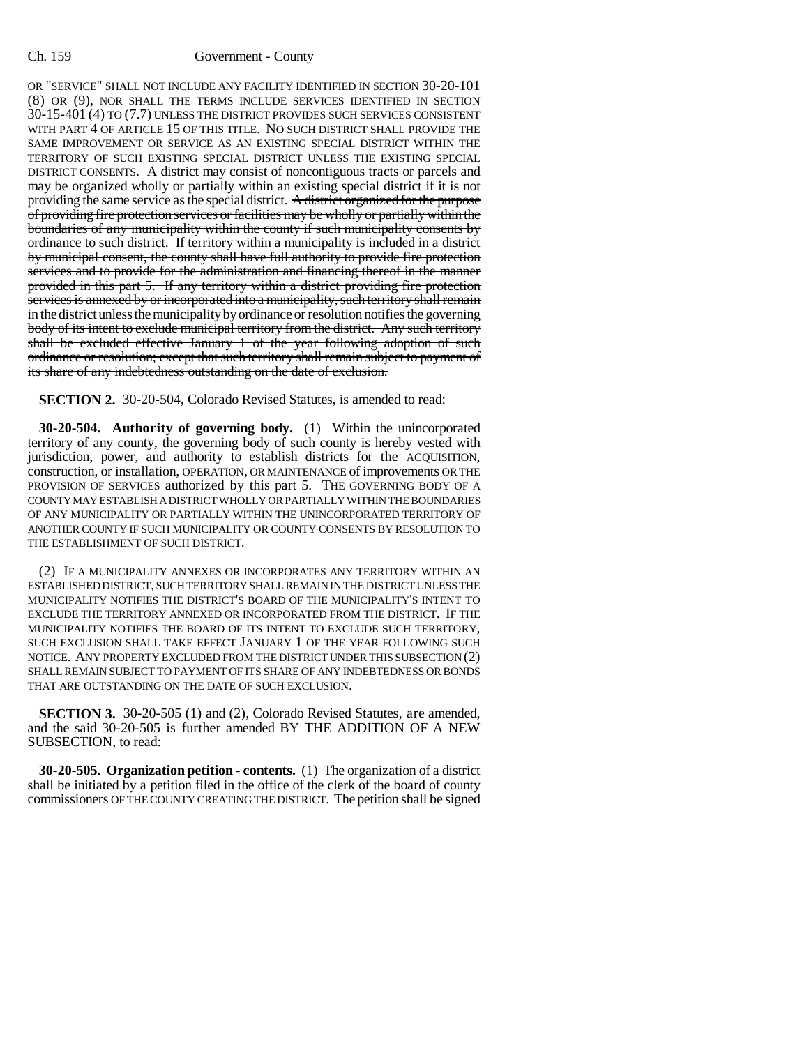OR "SERVICE" SHALL NOT INCLUDE ANY FACILITY IDENTIFIED IN SECTION 30-20-101 (8) OR (9), NOR SHALL THE TERMS INCLUDE SERVICES IDENTIFIED IN SECTION 30-15-401 (4) TO (7.7) UNLESS THE DISTRICT PROVIDES SUCH SERVICES CONSISTENT WITH PART 4 OF ARTICLE 15 OF THIS TITLE. NO SUCH DISTRICT SHALL PROVIDE THE SAME IMPROVEMENT OR SERVICE AS AN EXISTING SPECIAL DISTRICT WITHIN THE TERRITORY OF SUCH EXISTING SPECIAL DISTRICT UNLESS THE EXISTING SPECIAL DISTRICT CONSENTS. A district may consist of noncontiguous tracts or parcels and may be organized wholly or partially within an existing special district if it is not providing the same service as the special district. ~~A district organized for the purpose of providing fire protection services or facilities may be wholly or partially within the boundaries of any municipality within the county if such municipality consents by ordinance to such district. If territory within a municipality is included in a district by municipal consent, the county shall have full authority to provide fire protection services and to provide for the administration and financing thereof in the manner provided in this part 5. If any territory within a district providing fire protection services is annexed by or incorporated into a municipality, such territory shall remain in the district unless the municipality by ordinance or resolution notifies the governing body of its intent to exclude municipal territory from the district. Any such territory shall be excluded effective January 1 of the year following adoption of such ordinance or resolution; except that such territory shall remain subject to payment of its share of any indebtedness outstanding on the date of exclusion.~~

**SECTION 2.** 30-20-504, Colorado Revised Statutes, is amended to read:

**30-20-504. Authority of governing body.** (1) Within the unincorporated territory of any county, the governing body of such county is hereby vested with jurisdiction, power, and authority to establish districts for the ACQUISITION, construction, ~~or~~ installation, OPERATION, OR MAINTENANCE of improvements OR THE PROVISION OF SERVICES authorized by this part 5. THE GOVERNING BODY OF A COUNTY MAY ESTABLISH A DISTRICT WHOLLY OR PARTIALLY WITHIN THE BOUNDARIES OF ANY MUNICIPALITY OR PARTIALLY WITHIN THE UNINCORPORATED TERRITORY OF ANOTHER COUNTY IF SUCH MUNICIPALITY OR COUNTY CONSENTS BY RESOLUTION TO THE ESTABLISHMENT OF SUCH DISTRICT.

(2) IF A MUNICIPALITY ANNEXES OR INCORPORATES ANY TERRITORY WITHIN AN ESTABLISHED DISTRICT, SUCH TERRITORY SHALL REMAIN IN THE DISTRICT UNLESS THE MUNICIPALITY NOTIFIES THE DISTRICT'S BOARD OF THE MUNICIPALITY'S INTENT TO EXCLUDE THE TERRITORY ANNEXED OR INCORPORATED FROM THE DISTRICT. IF THE MUNICIPALITY NOTIFIES THE BOARD OF ITS INTENT TO EXCLUDE SUCH TERRITORY, SUCH EXCLUSION SHALL TAKE EFFECT JANUARY 1 OF THE YEAR FOLLOWING SUCH NOTICE. ANY PROPERTY EXCLUDED FROM THE DISTRICT UNDER THIS SUBSECTION (2) SHALL REMAIN SUBJECT TO PAYMENT OF ITS SHARE OF ANY INDEBTEDNESS OR BONDS THAT ARE OUTSTANDING ON THE DATE OF SUCH EXCLUSION.

**SECTION 3.** 30-20-505 (1) and (2), Colorado Revised Statutes, are amended, and the said 30-20-505 is further amended BY THE ADDITION OF A NEW SUBSECTION, to read:

**30-20-505. Organization petition - contents.** (1) The organization of a district shall be initiated by a petition filed in the office of the clerk of the board of county commissioners OF THE COUNTY CREATING THE DISTRICT. The petition shall be signed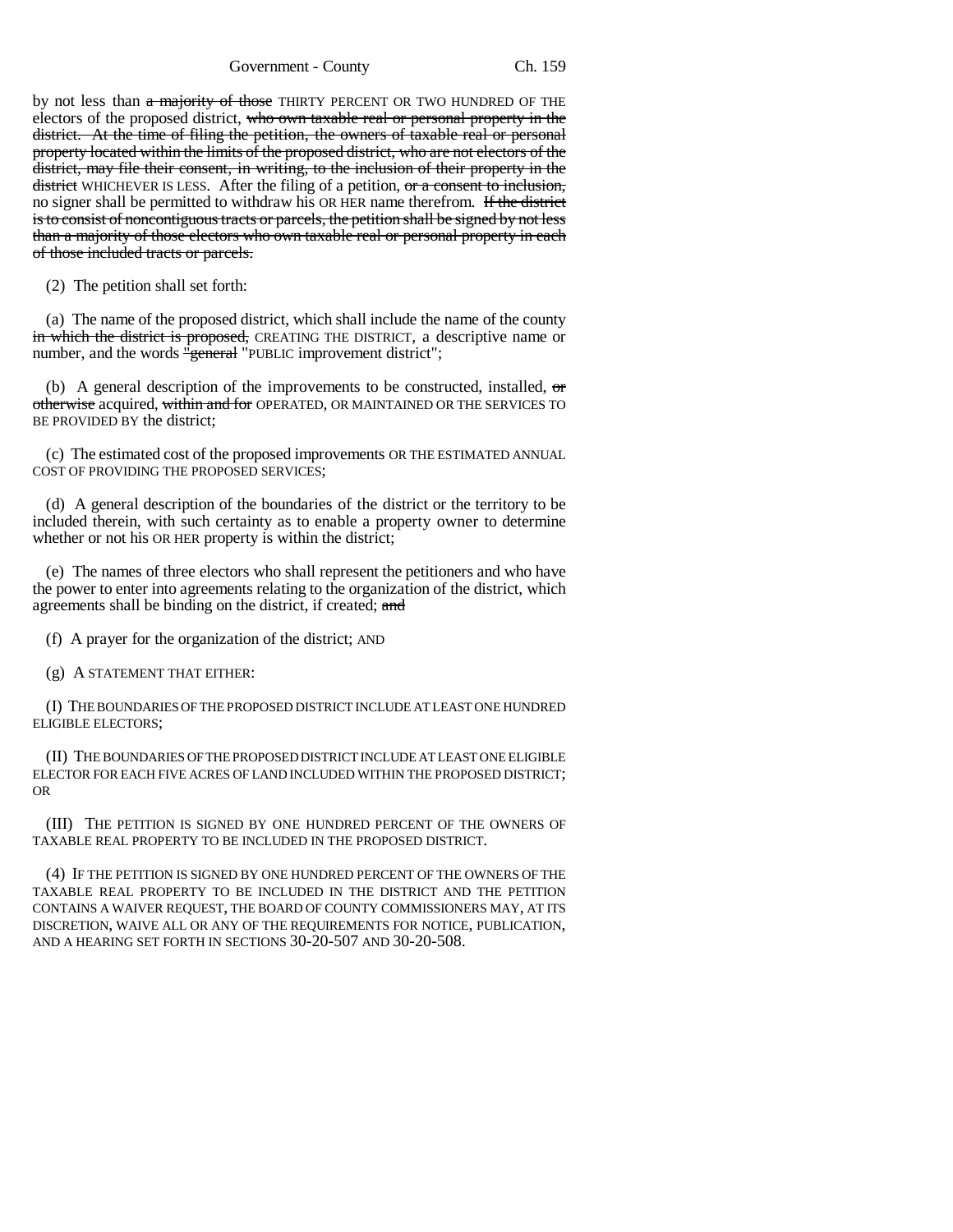by not less than ~~a majority of those~~ THIRTY PERCENT OR TWO HUNDRED OF THE electors of the proposed district, ~~who own taxable real or personal property in the district. At the time of filing the petition, the owners of taxable real or personal property located within the limits of the proposed district, who are not electors of the district, may file their consent, in writing, to the inclusion of their property in the district~~ WHICHEVER IS LESS. After the filing of a petition, ~~or a consent to inclusion,~~ no signer shall be permitted to withdraw his OR HER name therefrom. ~~If the district is to consist of noncontiguous tracts or parcels, the petition shall be signed by not less than a majority of those electors who own taxable real or personal property in each of those included tracts or parcels.~~

(2) The petition shall set forth:

(a) The name of the proposed district, which shall include the name of the county ~~in which the district is proposed,~~ CREATING THE DISTRICT, a descriptive name or number, and the words ~~"general~~ "PUBLIC improvement district";

(b) A general description of the improvements to be constructed, installed, ~~or otherwise~~ acquired, ~~within and for~~ OPERATED, OR MAINTAINED OR THE SERVICES TO BE PROVIDED BY the district;

(c) The estimated cost of the proposed improvements OR THE ESTIMATED ANNUAL COST OF PROVIDING THE PROPOSED SERVICES;

(d) A general description of the boundaries of the district or the territory to be included therein, with such certainty as to enable a property owner to determine whether or not his OR HER property is within the district;

(e) The names of three electors who shall represent the petitioners and who have the power to enter into agreements relating to the organization of the district, which agreements shall be binding on the district, if created; ~~and~~

(f) A prayer for the organization of the district; AND

(g) A STATEMENT THAT EITHER:

(I) THE BOUNDARIES OF THE PROPOSED DISTRICT INCLUDE AT LEAST ONE HUNDRED ELIGIBLE ELECTORS;

(II) THE BOUNDARIES OF THE PROPOSED DISTRICT INCLUDE AT LEAST ONE ELIGIBLE ELECTOR FOR EACH FIVE ACRES OF LAND INCLUDED WITHIN THE PROPOSED DISTRICT; OR

(III) THE PETITION IS SIGNED BY ONE HUNDRED PERCENT OF THE OWNERS OF TAXABLE REAL PROPERTY TO BE INCLUDED IN THE PROPOSED DISTRICT.

(4) IF THE PETITION IS SIGNED BY ONE HUNDRED PERCENT OF THE OWNERS OF THE TAXABLE REAL PROPERTY TO BE INCLUDED IN THE DISTRICT AND THE PETITION CONTAINS A WAIVER REQUEST, THE BOARD OF COUNTY COMMISSIONERS MAY, AT ITS DISCRETION, WAIVE ALL OR ANY OF THE REQUIREMENTS FOR NOTICE, PUBLICATION, AND A HEARING SET FORTH IN SECTIONS 30-20-507 AND 30-20-508.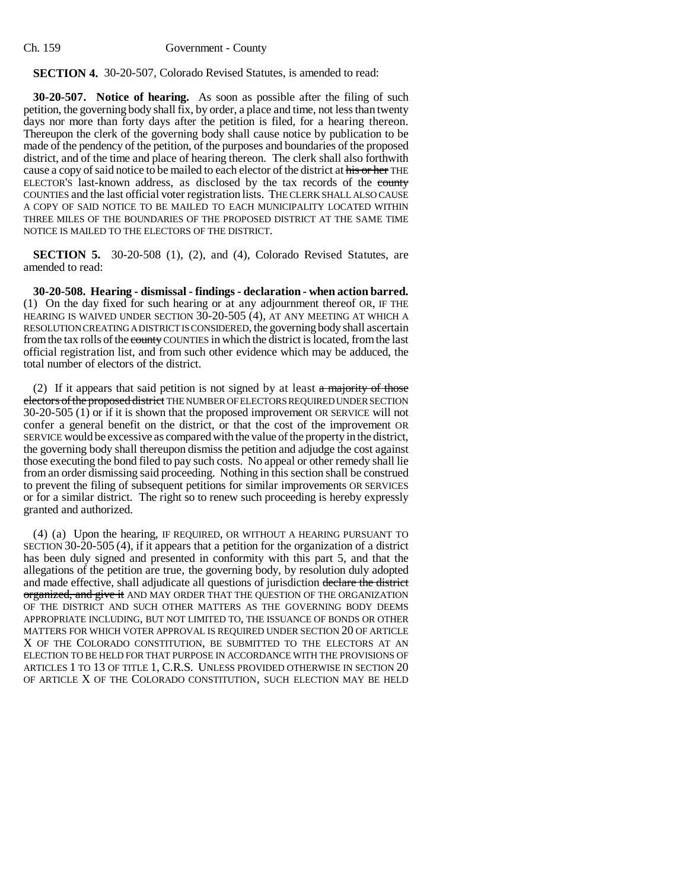**SECTION 4.** 30-20-507, Colorado Revised Statutes, is amended to read:

**30-20-507. Notice of hearing.** As soon as possible after the filing of such petition, the governing body shall fix, by order, a place and time, not less than twenty days nor more than forty days after the petition is filed, for a hearing thereon. Thereupon the clerk of the governing body shall cause notice by publication to be made of the pendency of the petition, of the purposes and boundaries of the proposed district, and of the time and place of hearing thereon. The clerk shall also forthwith cause a copy of said notice to be mailed to each elector of the district at ~~his or her~~ THE ELECTOR'S last-known address, as disclosed by the tax records of the ~~county~~ COUNTIES and the last official voter registration lists. THE CLERK SHALL ALSO CAUSE A COPY OF SAID NOTICE TO BE MAILED TO EACH MUNICIPALITY LOCATED WITHIN THREE MILES OF THE BOUNDARIES OF THE PROPOSED DISTRICT AT THE SAME TIME NOTICE IS MAILED TO THE ELECTORS OF THE DISTRICT.

**SECTION 5.** 30-20-508 (1), (2), and (4), Colorado Revised Statutes, are amended to read:

**30-20-508. Hearing - dismissal - findings - declaration - when action barred.** (1) On the day fixed for such hearing or at any adjournment thereof OR, IF THE HEARING IS WAIVED UNDER SECTION 30-20-505 (4), AT ANY MEETING AT WHICH A RESOLUTION CREATING A DISTRICT IS CONSIDERED, the governing body shall ascertain from the tax rolls of the ~~county~~ COUNTIES in which the district is located, from the last official registration list, and from such other evidence which may be adduced, the total number of electors of the district.

(2) If it appears that said petition is not signed by at least ~~a majority of those electors of the proposed district~~ THE NUMBER OF ELECTORS REQUIRED UNDER SECTION 30-20-505 (1) or if it is shown that the proposed improvement OR SERVICE will not confer a general benefit on the district, or that the cost of the improvement OR SERVICE would be excessive as compared with the value of the property in the district, the governing body shall thereupon dismiss the petition and adjudge the cost against those executing the bond filed to pay such costs. No appeal or other remedy shall lie from an order dismissing said proceeding. Nothing in this section shall be construed to prevent the filing of subsequent petitions for similar improvements OR SERVICES or for a similar district. The right so to renew such proceeding is hereby expressly granted and authorized.

(4) (a) Upon the hearing, IF REQUIRED, OR WITHOUT A HEARING PURSUANT TO SECTION 30-20-505 (4), if it appears that a petition for the organization of a district has been duly signed and presented in conformity with this part 5, and that the allegations of the petition are true, the governing body, by resolution duly adopted and made effective, shall adjudicate all questions of jurisdiction ~~declare the district organized, and give it~~ AND MAY ORDER THAT THE QUESTION OF THE ORGANIZATION OF THE DISTRICT AND SUCH OTHER MATTERS AS THE GOVERNING BODY DEEMS APPROPRIATE INCLUDING, BUT NOT LIMITED TO, THE ISSUANCE OF BONDS OR OTHER MATTERS FOR WHICH VOTER APPROVAL IS REQUIRED UNDER SECTION 20 OF ARTICLE X OF THE COLORADO CONSTITUTION, BE SUBMITTED TO THE ELECTORS AT AN ELECTION TO BE HELD FOR THAT PURPOSE IN ACCORDANCE WITH THE PROVISIONS OF ARTICLES 1 TO 13 OF TITLE 1, C.R.S. UNLESS PROVIDED OTHERWISE IN SECTION 20 OF ARTICLE X OF THE COLORADO CONSTITUTION, SUCH ELECTION MAY BE HELD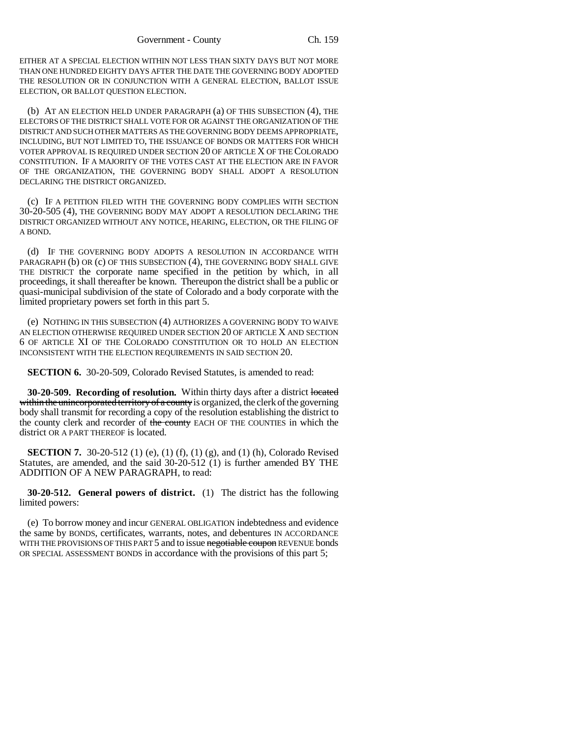EITHER AT A SPECIAL ELECTION WITHIN NOT LESS THAN SIXTY DAYS BUT NOT MORE THAN ONE HUNDRED EIGHTY DAYS AFTER THE DATE THE GOVERNING BODY ADOPTED THE RESOLUTION OR IN CONJUNCTION WITH A GENERAL ELECTION, BALLOT ISSUE ELECTION, OR BALLOT QUESTION ELECTION.

(b) AT AN ELECTION HELD UNDER PARAGRAPH (a) OF THIS SUBSECTION (4), THE ELECTORS OF THE DISTRICT SHALL VOTE FOR OR AGAINST THE ORGANIZATION OF THE DISTRICT AND SUCH OTHER MATTERS AS THE GOVERNING BODY DEEMS APPROPRIATE, INCLUDING, BUT NOT LIMITED TO, THE ISSUANCE OF BONDS OR MATTERS FOR WHICH VOTER APPROVAL IS REQUIRED UNDER SECTION 20 OF ARTICLE X OF THE COLORADO CONSTITUTION. IF A MAJORITY OF THE VOTES CAST AT THE ELECTION ARE IN FAVOR OF THE ORGANIZATION, THE GOVERNING BODY SHALL ADOPT A RESOLUTION DECLARING THE DISTRICT ORGANIZED.

(c) IF A PETITION FILED WITH THE GOVERNING BODY COMPLIES WITH SECTION 30-20-505 (4), THE GOVERNING BODY MAY ADOPT A RESOLUTION DECLARING THE DISTRICT ORGANIZED WITHOUT ANY NOTICE, HEARING, ELECTION, OR THE FILING OF A BOND.

(d) IF THE GOVERNING BODY ADOPTS A RESOLUTION IN ACCORDANCE WITH PARAGRAPH (b) OR (c) OF THIS SUBSECTION (4), THE GOVERNING BODY SHALL GIVE THE DISTRICT the corporate name specified in the petition by which, in all proceedings, it shall thereafter be known. Thereupon the district shall be a public or quasi-municipal subdivision of the state of Colorado and a body corporate with the limited proprietary powers set forth in this part 5.

(e) NOTHING IN THIS SUBSECTION (4) AUTHORIZES A GOVERNING BODY TO WAIVE AN ELECTION OTHERWISE REQUIRED UNDER SECTION 20 OF ARTICLE X AND SECTION 6 OF ARTICLE XI OF THE COLORADO CONSTITUTION OR TO HOLD AN ELECTION INCONSISTENT WITH THE ELECTION REQUIREMENTS IN SAID SECTION 20.

**SECTION 6.** 30-20-509, Colorado Revised Statutes, is amended to read:

**30-20-509. Recording of resolution.** Within thirty days after a district ~~located within the unincorporated territory of a county~~ is organized, the clerk of the governing body shall transmit for recording a copy of the resolution establishing the district to the county clerk and recorder of ~~the county~~ EACH OF THE COUNTIES in which the district OR A PART THEREOF is located.

**SECTION 7.** 30-20-512 (1) (e), (1) (f), (1) (g), and (1) (h), Colorado Revised Statutes, are amended, and the said 30-20-512 (1) is further amended BY THE ADDITION OF A NEW PARAGRAPH, to read:

**30-20-512. General powers of district.** (1) The district has the following limited powers:

(e) To borrow money and incur GENERAL OBLIGATION indebtedness and evidence the same by BONDS, certificates, warrants, notes, and debentures IN ACCORDANCE WITH THE PROVISIONS OF THIS PART 5 and to issue ~~negotiable coupon~~ REVENUE bonds OR SPECIAL ASSESSMENT BONDS in accordance with the provisions of this part 5;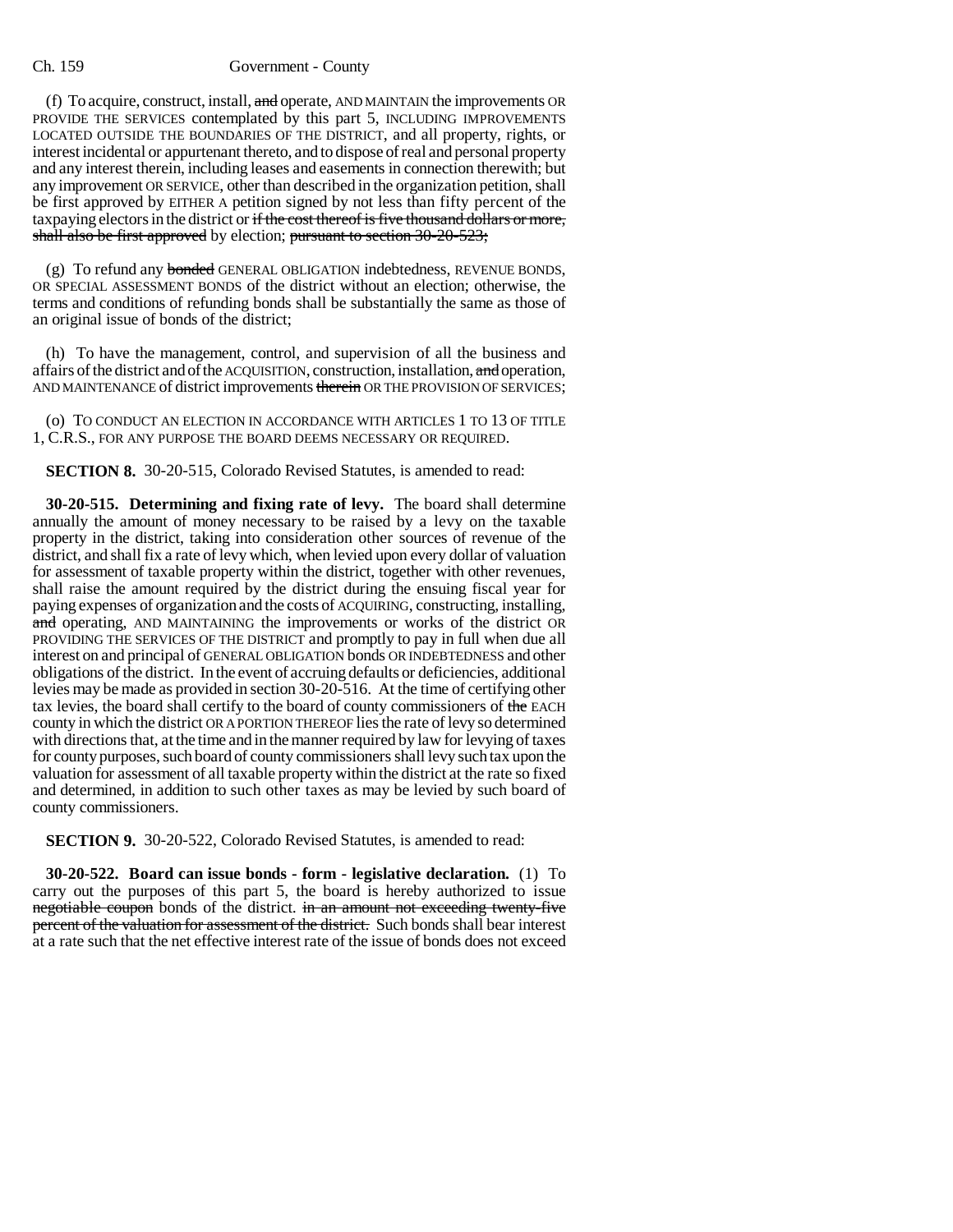(f) To acquire, construct, install, ~~and~~ operate, AND MAINTAIN the improvements OR PROVIDE THE SERVICES contemplated by this part 5, INCLUDING IMPROVEMENTS LOCATED OUTSIDE THE BOUNDARIES OF THE DISTRICT, and all property, rights, or interest incidental or appurtenant thereto, and to dispose of real and personal property and any interest therein, including leases and easements in connection therewith; but any improvement OR SERVICE, other than described in the organization petition, shall be first approved by EITHER A petition signed by not less than fifty percent of the taxpaying electors in the district or ~~if the cost thereof is five thousand dollars or more, shall also be first approved~~ by election; ~~pursuant to section 30-20-523;~~

(g) To refund any ~~bonded~~ GENERAL OBLIGATION indebtedness, REVENUE BONDS, OR SPECIAL ASSESSMENT BONDS of the district without an election; otherwise, the terms and conditions of refunding bonds shall be substantially the same as those of an original issue of bonds of the district;

(h) To have the management, control, and supervision of all the business and affairs of the district and of the ACQUISITION, construction, installation, ~~and~~ operation, AND MAINTENANCE of district improvements ~~therein~~ OR THE PROVISION OF SERVICES;

(o) TO CONDUCT AN ELECTION IN ACCORDANCE WITH ARTICLES 1 TO 13 OF TITLE 1, C.R.S., FOR ANY PURPOSE THE BOARD DEEMS NECESSARY OR REQUIRED.

**SECTION 8.** 30-20-515, Colorado Revised Statutes, is amended to read:

**30-20-515. Determining and fixing rate of levy.** The board shall determine annually the amount of money necessary to be raised by a levy on the taxable property in the district, taking into consideration other sources of revenue of the district, and shall fix a rate of levy which, when levied upon every dollar of valuation for assessment of taxable property within the district, together with other revenues, shall raise the amount required by the district during the ensuing fiscal year for paying expenses of organization and the costs of ACQUIRING, constructing, installing, ~~and~~ operating, AND MAINTAINING the improvements or works of the district OR PROVIDING THE SERVICES OF THE DISTRICT and promptly to pay in full when due all interest on and principal of GENERAL OBLIGATION bonds OR INDEBTEDNESS and other obligations of the district. In the event of accruing defaults or deficiencies, additional levies may be made as provided in section 30-20-516. At the time of certifying other tax levies, the board shall certify to the board of county commissioners of ~~the~~ EACH county in which the district OR A PORTION THEREOF lies the rate of levy so determined with directions that, at the time and in the manner required by law for levying of taxes for county purposes, such board of county commissioners shall levy such tax upon the valuation for assessment of all taxable property within the district at the rate so fixed and determined, in addition to such other taxes as may be levied by such board of county commissioners.

**SECTION 9.** 30-20-522, Colorado Revised Statutes, is amended to read:

**30-20-522. Board can issue bonds - form - legislative declaration.** (1) To carry out the purposes of this part 5, the board is hereby authorized to issue ~~negotiable coupon~~ bonds of the district. ~~in an amount not exceeding twenty-five percent of the valuation for assessment of the district.~~ Such bonds shall bear interest at a rate such that the net effective interest rate of the issue of bonds does not exceed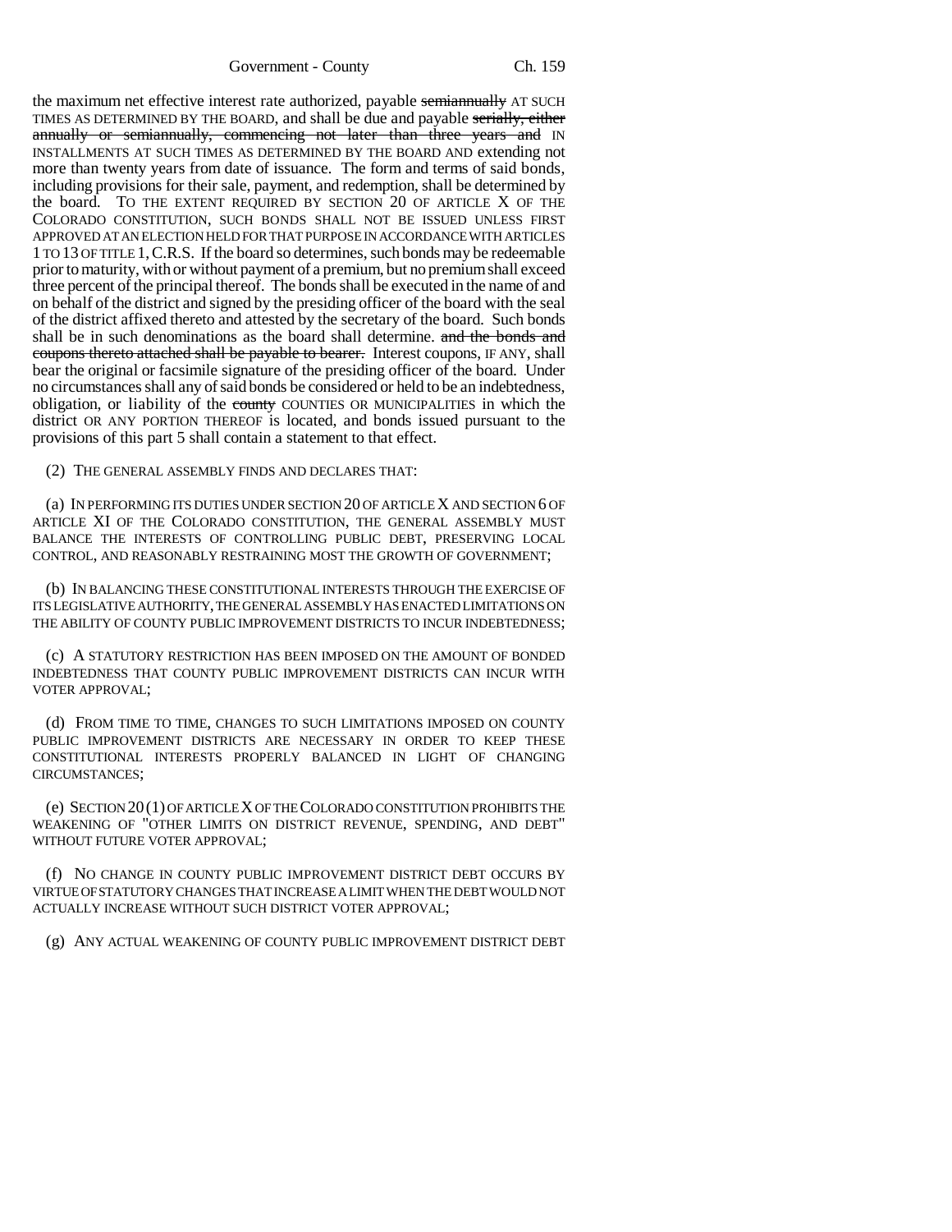the maximum net effective interest rate authorized, payable ~~semiannually~~ AT SUCH TIMES AS DETERMINED BY THE BOARD, and shall be due and payable ~~serially, either annually or semiannually, commencing not later than three years and~~ IN INSTALLMENTS AT SUCH TIMES AS DETERMINED BY THE BOARD AND extending not more than twenty years from date of issuance. The form and terms of said bonds, including provisions for their sale, payment, and redemption, shall be determined by the board. TO THE EXTENT REQUIRED BY SECTION 20 OF ARTICLE X OF THE COLORADO CONSTITUTION, SUCH BONDS SHALL NOT BE ISSUED UNLESS FIRST APPROVED AT AN ELECTION HELD FOR THAT PURPOSE IN ACCORDANCE WITH ARTICLES 1 TO 13 OF TITLE 1, C.R.S. If the board so determines, such bonds may be redeemable prior to maturity, with or without payment of a premium, but no premium shall exceed three percent of the principal thereof. The bonds shall be executed in the name of and on behalf of the district and signed by the presiding officer of the board with the seal of the district affixed thereto and attested by the secretary of the board. Such bonds shall be in such denominations as the board shall determine. ~~and the bonds and coupons thereto attached shall be payable to bearer.~~ Interest coupons, IF ANY, shall bear the original or facsimile signature of the presiding officer of the board. Under no circumstances shall any of said bonds be considered or held to be an indebtedness, obligation, or liability of the ~~county~~ COUNTIES OR MUNICIPALITIES in which the district OR ANY PORTION THEREOF is located, and bonds issued pursuant to the provisions of this part 5 shall contain a statement to that effect.

(2) THE GENERAL ASSEMBLY FINDS AND DECLARES THAT:

(a) IN PERFORMING ITS DUTIES UNDER SECTION 20 OF ARTICLE X AND SECTION 6 OF ARTICLE XI OF THE COLORADO CONSTITUTION, THE GENERAL ASSEMBLY MUST BALANCE THE INTERESTS OF CONTROLLING PUBLIC DEBT, PRESERVING LOCAL CONTROL, AND REASONABLY RESTRAINING MOST THE GROWTH OF GOVERNMENT;

(b) IN BALANCING THESE CONSTITUTIONAL INTERESTS THROUGH THE EXERCISE OF ITS LEGISLATIVE AUTHORITY, THE GENERAL ASSEMBLY HAS ENACTED LIMITATIONS ON THE ABILITY OF COUNTY PUBLIC IMPROVEMENT DISTRICTS TO INCUR INDEBTEDNESS;

(c) A STATUTORY RESTRICTION HAS BEEN IMPOSED ON THE AMOUNT OF BONDED INDEBTEDNESS THAT COUNTY PUBLIC IMPROVEMENT DISTRICTS CAN INCUR WITH VOTER APPROVAL;

(d) FROM TIME TO TIME, CHANGES TO SUCH LIMITATIONS IMPOSED ON COUNTY PUBLIC IMPROVEMENT DISTRICTS ARE NECESSARY IN ORDER TO KEEP THESE CONSTITUTIONAL INTERESTS PROPERLY BALANCED IN LIGHT OF CHANGING CIRCUMSTANCES;

(e) SECTION 20 (1) OF ARTICLE X OF THE COLORADO CONSTITUTION PROHIBITS THE WEAKENING OF "OTHER LIMITS ON DISTRICT REVENUE, SPENDING, AND DEBT" WITHOUT FUTURE VOTER APPROVAL;

(f) NO CHANGE IN COUNTY PUBLIC IMPROVEMENT DISTRICT DEBT OCCURS BY VIRTUE OF STATUTORY CHANGES THAT INCREASE A LIMIT WHEN THE DEBT WOULD NOT ACTUALLY INCREASE WITHOUT SUCH DISTRICT VOTER APPROVAL;

(g) ANY ACTUAL WEAKENING OF COUNTY PUBLIC IMPROVEMENT DISTRICT DEBT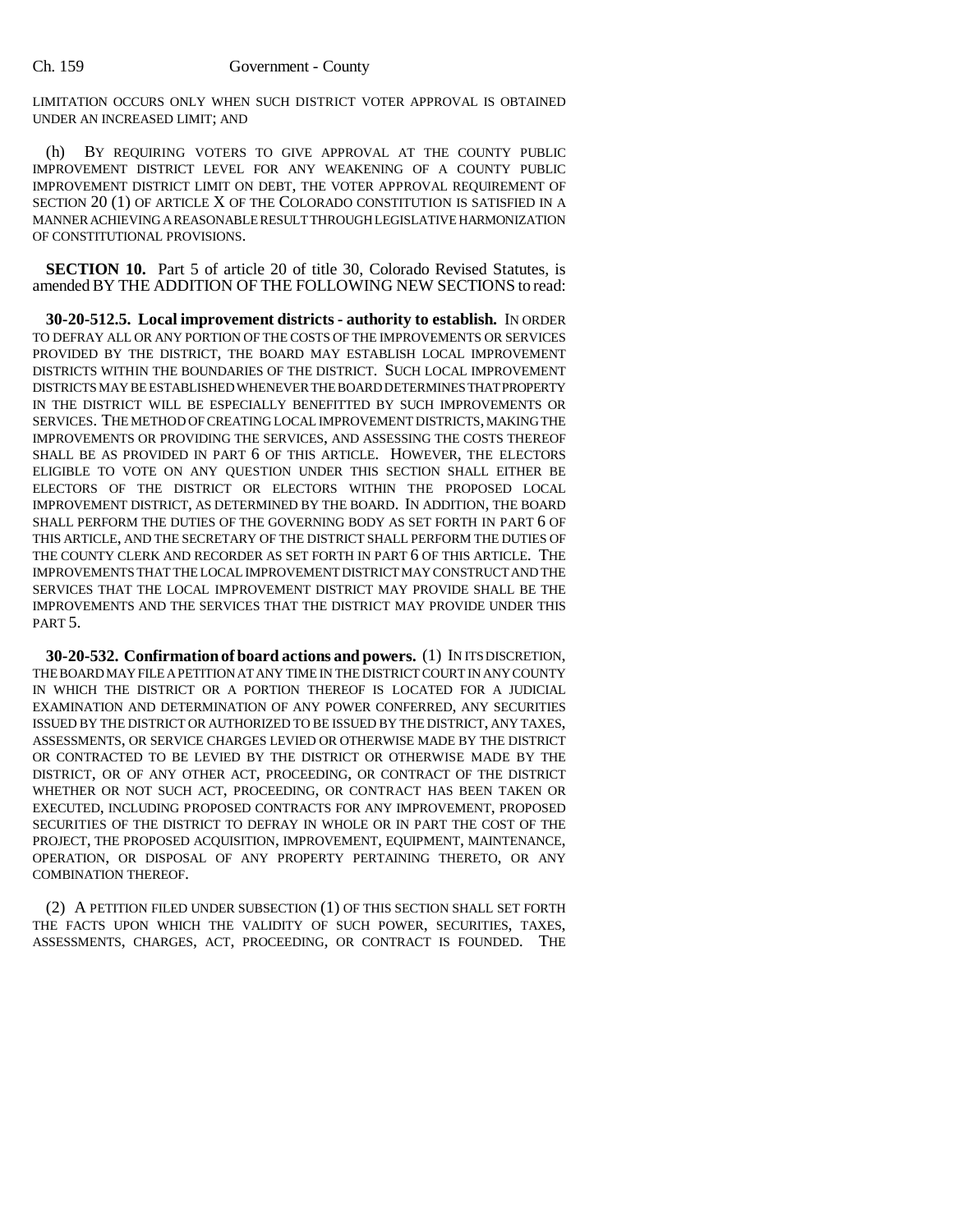LIMITATION OCCURS ONLY WHEN SUCH DISTRICT VOTER APPROVAL IS OBTAINED UNDER AN INCREASED LIMIT; AND

(h) BY REQUIRING VOTERS TO GIVE APPROVAL AT THE COUNTY PUBLIC IMPROVEMENT DISTRICT LEVEL FOR ANY WEAKENING OF A COUNTY PUBLIC IMPROVEMENT DISTRICT LIMIT ON DEBT, THE VOTER APPROVAL REQUIREMENT OF SECTION 20 (1) OF ARTICLE X OF THE COLORADO CONSTITUTION IS SATISFIED IN A MANNER ACHIEVING A REASONABLE RESULT THROUGH LEGISLATIVE HARMONIZATION OF CONSTITUTIONAL PROVISIONS.

**SECTION 10.** Part 5 of article 20 of title 30, Colorado Revised Statutes, is amended BY THE ADDITION OF THE FOLLOWING NEW SECTIONS to read:

**30-20-512.5. Local improvement districts - authority to establish.** IN ORDER TO DEFRAY ALL OR ANY PORTION OF THE COSTS OF THE IMPROVEMENTS OR SERVICES PROVIDED BY THE DISTRICT, THE BOARD MAY ESTABLISH LOCAL IMPROVEMENT DISTRICTS WITHIN THE BOUNDARIES OF THE DISTRICT. SUCH LOCAL IMPROVEMENT DISTRICTS MAY BE ESTABLISHED WHENEVER THE BOARD DETERMINES THAT PROPERTY IN THE DISTRICT WILL BE ESPECIALLY BENEFITTED BY SUCH IMPROVEMENTS OR SERVICES. THE METHOD OF CREATING LOCAL IMPROVEMENT DISTRICTS, MAKING THE IMPROVEMENTS OR PROVIDING THE SERVICES, AND ASSESSING THE COSTS THEREOF SHALL BE AS PROVIDED IN PART 6 OF THIS ARTICLE. HOWEVER, THE ELECTORS ELIGIBLE TO VOTE ON ANY QUESTION UNDER THIS SECTION SHALL EITHER BE ELECTORS OF THE DISTRICT OR ELECTORS WITHIN THE PROPOSED LOCAL IMPROVEMENT DISTRICT, AS DETERMINED BY THE BOARD. IN ADDITION, THE BOARD SHALL PERFORM THE DUTIES OF THE GOVERNING BODY AS SET FORTH IN PART 6 OF THIS ARTICLE, AND THE SECRETARY OF THE DISTRICT SHALL PERFORM THE DUTIES OF THE COUNTY CLERK AND RECORDER AS SET FORTH IN PART 6 OF THIS ARTICLE. THE IMPROVEMENTS THAT THE LOCAL IMPROVEMENT DISTRICT MAY CONSTRUCT AND THE SERVICES THAT THE LOCAL IMPROVEMENT DISTRICT MAY PROVIDE SHALL BE THE IMPROVEMENTS AND THE SERVICES THAT THE DISTRICT MAY PROVIDE UNDER THIS PART 5.

**30-20-532. Confirmation of board actions and powers.** (1) IN ITS DISCRETION, THE BOARD MAY FILE A PETITION AT ANY TIME IN THE DISTRICT COURT IN ANY COUNTY IN WHICH THE DISTRICT OR A PORTION THEREOF IS LOCATED FOR A JUDICIAL EXAMINATION AND DETERMINATION OF ANY POWER CONFERRED, ANY SECURITIES ISSUED BY THE DISTRICT OR AUTHORIZED TO BE ISSUED BY THE DISTRICT, ANY TAXES, ASSESSMENTS, OR SERVICE CHARGES LEVIED OR OTHERWISE MADE BY THE DISTRICT OR CONTRACTED TO BE LEVIED BY THE DISTRICT OR OTHERWISE MADE BY THE DISTRICT, OR OF ANY OTHER ACT, PROCEEDING, OR CONTRACT OF THE DISTRICT WHETHER OR NOT SUCH ACT, PROCEEDING, OR CONTRACT HAS BEEN TAKEN OR EXECUTED, INCLUDING PROPOSED CONTRACTS FOR ANY IMPROVEMENT, PROPOSED SECURITIES OF THE DISTRICT TO DEFRAY IN WHOLE OR IN PART THE COST OF THE PROJECT, THE PROPOSED ACQUISITION, IMPROVEMENT, EQUIPMENT, MAINTENANCE, OPERATION, OR DISPOSAL OF ANY PROPERTY PERTAINING THERETO, OR ANY COMBINATION THEREOF.

(2) A PETITION FILED UNDER SUBSECTION (1) OF THIS SECTION SHALL SET FORTH THE FACTS UPON WHICH THE VALIDITY OF SUCH POWER, SECURITIES, TAXES, ASSESSMENTS, CHARGES, ACT, PROCEEDING, OR CONTRACT IS FOUNDED. THE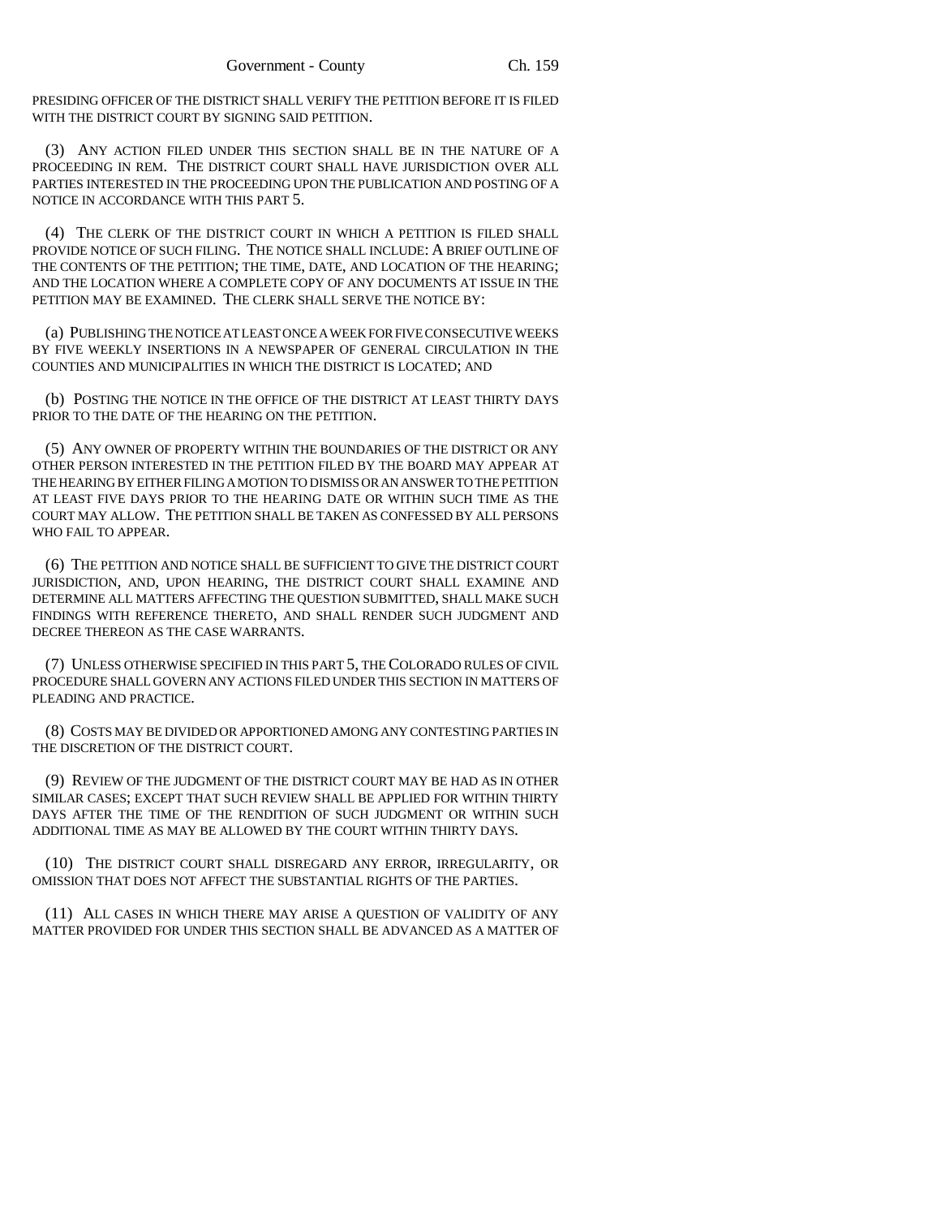PRESIDING OFFICER OF THE DISTRICT SHALL VERIFY THE PETITION BEFORE IT IS FILED WITH THE DISTRICT COURT BY SIGNING SAID PETITION.

(3) ANY ACTION FILED UNDER THIS SECTION SHALL BE IN THE NATURE OF A PROCEEDING IN REM. THE DISTRICT COURT SHALL HAVE JURISDICTION OVER ALL PARTIES INTERESTED IN THE PROCEEDING UPON THE PUBLICATION AND POSTING OF A NOTICE IN ACCORDANCE WITH THIS PART 5.

(4) THE CLERK OF THE DISTRICT COURT IN WHICH A PETITION IS FILED SHALL PROVIDE NOTICE OF SUCH FILING. THE NOTICE SHALL INCLUDE: A BRIEF OUTLINE OF THE CONTENTS OF THE PETITION; THE TIME, DATE, AND LOCATION OF THE HEARING; AND THE LOCATION WHERE A COMPLETE COPY OF ANY DOCUMENTS AT ISSUE IN THE PETITION MAY BE EXAMINED. THE CLERK SHALL SERVE THE NOTICE BY:

(a) PUBLISHING THE NOTICE AT LEAST ONCE A WEEK FOR FIVE CONSECUTIVE WEEKS BY FIVE WEEKLY INSERTIONS IN A NEWSPAPER OF GENERAL CIRCULATION IN THE COUNTIES AND MUNICIPALITIES IN WHICH THE DISTRICT IS LOCATED; AND

(b) POSTING THE NOTICE IN THE OFFICE OF THE DISTRICT AT LEAST THIRTY DAYS PRIOR TO THE DATE OF THE HEARING ON THE PETITION.

(5) ANY OWNER OF PROPERTY WITHIN THE BOUNDARIES OF THE DISTRICT OR ANY OTHER PERSON INTERESTED IN THE PETITION FILED BY THE BOARD MAY APPEAR AT THE HEARING BY EITHER FILING A MOTION TO DISMISS OR AN ANSWER TO THE PETITION AT LEAST FIVE DAYS PRIOR TO THE HEARING DATE OR WITHIN SUCH TIME AS THE COURT MAY ALLOW. THE PETITION SHALL BE TAKEN AS CONFESSED BY ALL PERSONS WHO FAIL TO APPEAR.

(6) THE PETITION AND NOTICE SHALL BE SUFFICIENT TO GIVE THE DISTRICT COURT JURISDICTION, AND, UPON HEARING, THE DISTRICT COURT SHALL EXAMINE AND DETERMINE ALL MATTERS AFFECTING THE QUESTION SUBMITTED, SHALL MAKE SUCH FINDINGS WITH REFERENCE THERETO, AND SHALL RENDER SUCH JUDGMENT AND DECREE THEREON AS THE CASE WARRANTS.

(7) UNLESS OTHERWISE SPECIFIED IN THIS PART 5, THE COLORADO RULES OF CIVIL PROCEDURE SHALL GOVERN ANY ACTIONS FILED UNDER THIS SECTION IN MATTERS OF PLEADING AND PRACTICE.

(8) COSTS MAY BE DIVIDED OR APPORTIONED AMONG ANY CONTESTING PARTIES IN THE DISCRETION OF THE DISTRICT COURT.

(9) REVIEW OF THE JUDGMENT OF THE DISTRICT COURT MAY BE HAD AS IN OTHER SIMILAR CASES; EXCEPT THAT SUCH REVIEW SHALL BE APPLIED FOR WITHIN THIRTY DAYS AFTER THE TIME OF THE RENDITION OF SUCH JUDGMENT OR WITHIN SUCH ADDITIONAL TIME AS MAY BE ALLOWED BY THE COURT WITHIN THIRTY DAYS.

(10) THE DISTRICT COURT SHALL DISREGARD ANY ERROR, IRREGULARITY, OR OMISSION THAT DOES NOT AFFECT THE SUBSTANTIAL RIGHTS OF THE PARTIES.

(11) ALL CASES IN WHICH THERE MAY ARISE A QUESTION OF VALIDITY OF ANY MATTER PROVIDED FOR UNDER THIS SECTION SHALL BE ADVANCED AS A MATTER OF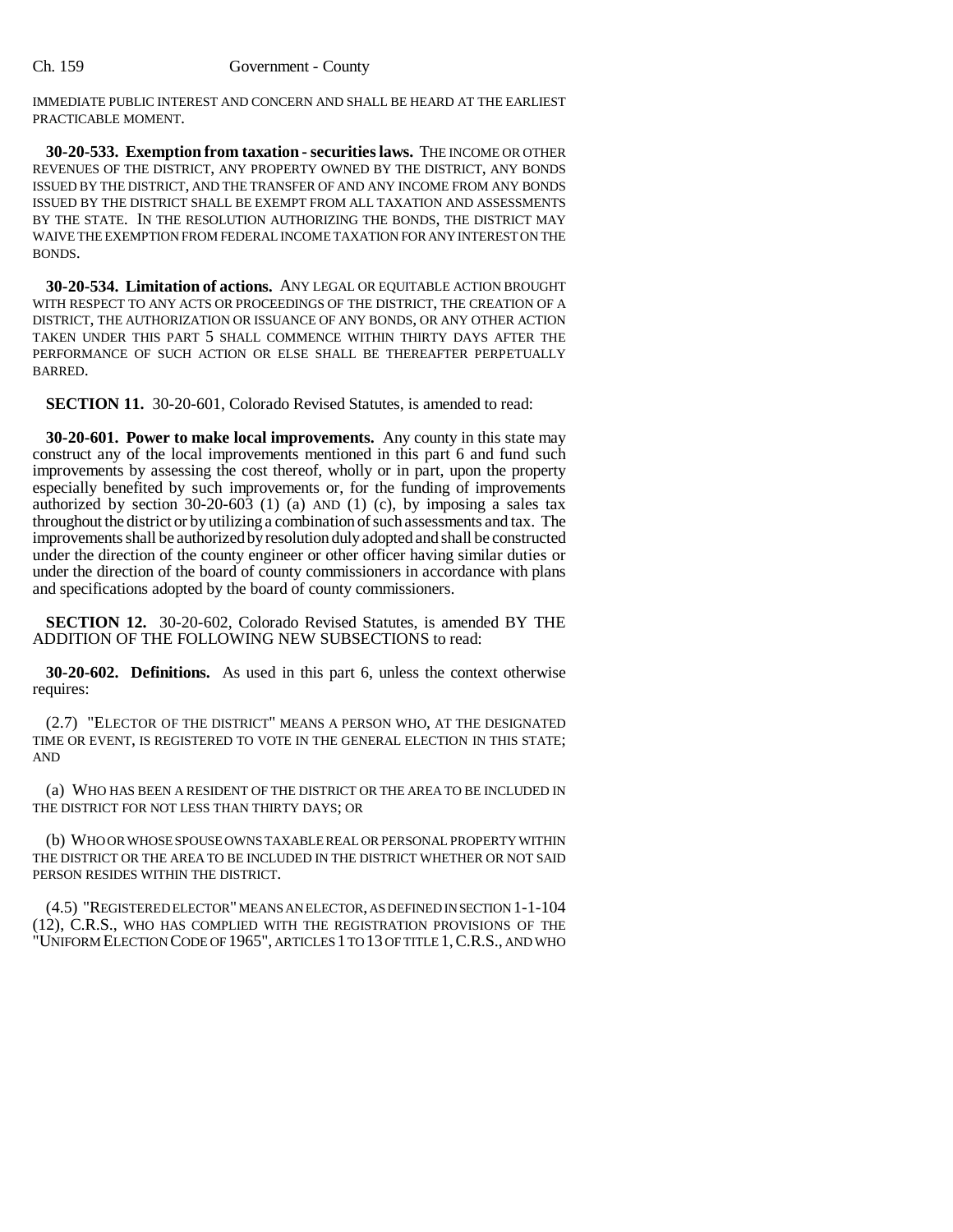IMMEDIATE PUBLIC INTEREST AND CONCERN AND SHALL BE HEARD AT THE EARLIEST PRACTICABLE MOMENT.

**30-20-533. Exemption from taxation - securities laws.** THE INCOME OR OTHER REVENUES OF THE DISTRICT, ANY PROPERTY OWNED BY THE DISTRICT, ANY BONDS ISSUED BY THE DISTRICT, AND THE TRANSFER OF AND ANY INCOME FROM ANY BONDS ISSUED BY THE DISTRICT SHALL BE EXEMPT FROM ALL TAXATION AND ASSESSMENTS BY THE STATE. IN THE RESOLUTION AUTHORIZING THE BONDS, THE DISTRICT MAY WAIVE THE EXEMPTION FROM FEDERAL INCOME TAXATION FOR ANY INTEREST ON THE BONDS.

**30-20-534. Limitation of actions.** ANY LEGAL OR EQUITABLE ACTION BROUGHT WITH RESPECT TO ANY ACTS OR PROCEEDINGS OF THE DISTRICT, THE CREATION OF A DISTRICT, THE AUTHORIZATION OR ISSUANCE OF ANY BONDS, OR ANY OTHER ACTION TAKEN UNDER THIS PART 5 SHALL COMMENCE WITHIN THIRTY DAYS AFTER THE PERFORMANCE OF SUCH ACTION OR ELSE SHALL BE THEREAFTER PERPETUALLY BARRED.

**SECTION 11.** 30-20-601, Colorado Revised Statutes, is amended to read:

**30-20-601. Power to make local improvements.** Any county in this state may construct any of the local improvements mentioned in this part 6 and fund such improvements by assessing the cost thereof, wholly or in part, upon the property especially benefited by such improvements or, for the funding of improvements authorized by section 30-20-603 (1) (a) AND (1) (c), by imposing a sales tax throughout the district or by utilizing a combination of such assessments and tax. The improvements shall be authorized by resolution duly adopted and shall be constructed under the direction of the county engineer or other officer having similar duties or under the direction of the board of county commissioners in accordance with plans and specifications adopted by the board of county commissioners.

**SECTION 12.** 30-20-602, Colorado Revised Statutes, is amended BY THE ADDITION OF THE FOLLOWING NEW SUBSECTIONS to read:

**30-20-602. Definitions.** As used in this part 6, unless the context otherwise requires:

(2.7) "ELECTOR OF THE DISTRICT" MEANS A PERSON WHO, AT THE DESIGNATED TIME OR EVENT, IS REGISTERED TO VOTE IN THE GENERAL ELECTION IN THIS STATE; AND

(a) WHO HAS BEEN A RESIDENT OF THE DISTRICT OR THE AREA TO BE INCLUDED IN THE DISTRICT FOR NOT LESS THAN THIRTY DAYS; OR

(b) WHO OR WHOSE SPOUSE OWNS TAXABLE REAL OR PERSONAL PROPERTY WITHIN THE DISTRICT OR THE AREA TO BE INCLUDED IN THE DISTRICT WHETHER OR NOT SAID PERSON RESIDES WITHIN THE DISTRICT.

(4.5) "REGISTERED ELECTOR" MEANS AN ELECTOR, AS DEFINED IN SECTION 1-1-104 (12), C.R.S., WHO HAS COMPLIED WITH THE REGISTRATION PROVISIONS OF THE "UNIFORM ELECTION CODE OF 1965", ARTICLES 1 TO 13 OF TITLE 1, C.R.S., AND WHO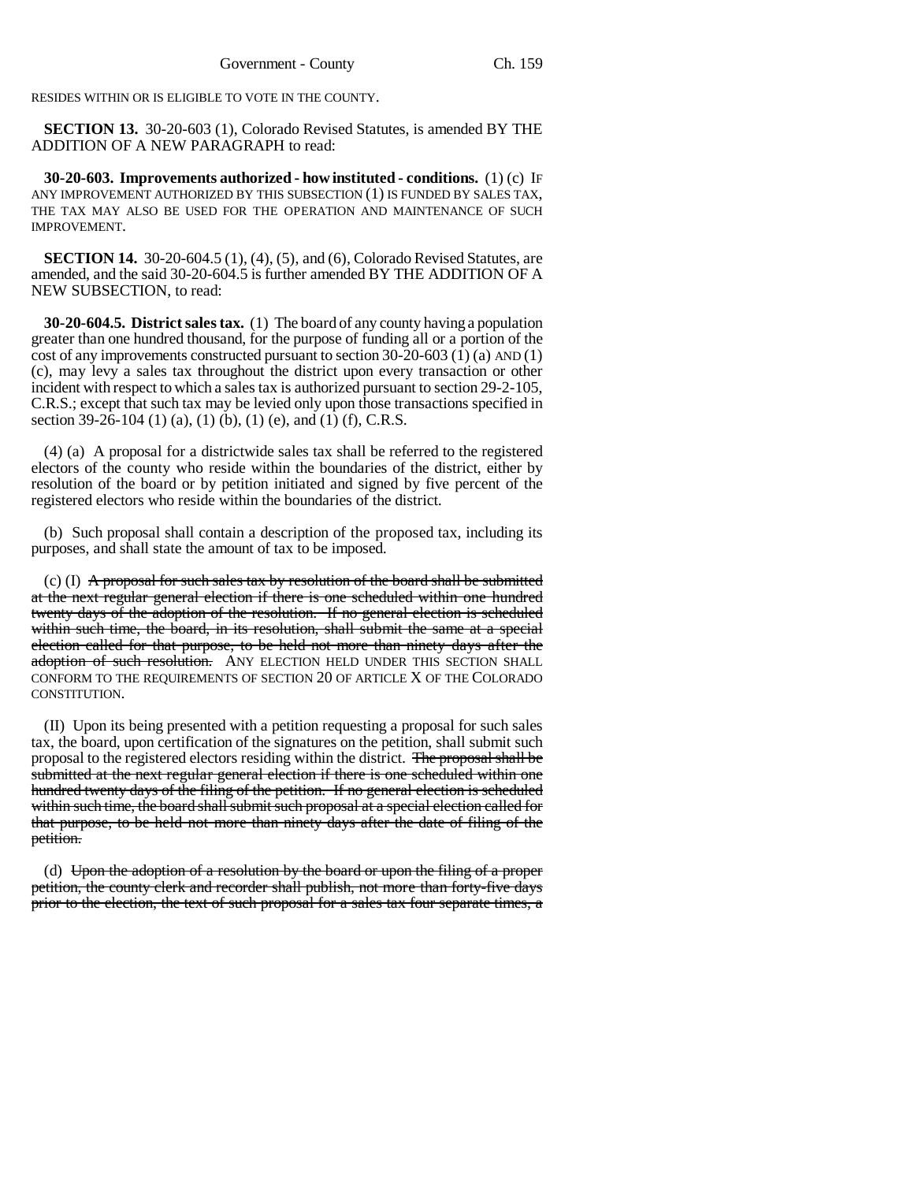RESIDES WITHIN OR IS ELIGIBLE TO VOTE IN THE COUNTY.

**SECTION 13.** 30-20-603 (1), Colorado Revised Statutes, is amended BY THE ADDITION OF A NEW PARAGRAPH to read:

**30-20-603. Improvements authorized - how instituted - conditions.** (1) (c) IF ANY IMPROVEMENT AUTHORIZED BY THIS SUBSECTION (1) IS FUNDED BY SALES TAX, THE TAX MAY ALSO BE USED FOR THE OPERATION AND MAINTENANCE OF SUCH IMPROVEMENT.

**SECTION 14.** 30-20-604.5 (1), (4), (5), and (6), Colorado Revised Statutes, are amended, and the said 30-20-604.5 is further amended BY THE ADDITION OF A NEW SUBSECTION, to read:

**30-20-604.5. District sales tax.** (1) The board of any county having a population greater than one hundred thousand, for the purpose of funding all or a portion of the cost of any improvements constructed pursuant to section 30-20-603 (1) (a) AND (1) (c), may levy a sales tax throughout the district upon every transaction or other incident with respect to which a sales tax is authorized pursuant to section 29-2-105, C.R.S.; except that such tax may be levied only upon those transactions specified in section 39-26-104 (1) (a), (1) (b), (1) (e), and (1) (f), C.R.S.

(4) (a) A proposal for a districtwide sales tax shall be referred to the registered electors of the county who reside within the boundaries of the district, either by resolution of the board or by petition initiated and signed by five percent of the registered electors who reside within the boundaries of the district.

(b) Such proposal shall contain a description of the proposed tax, including its purposes, and shall state the amount of tax to be imposed.

(c) (I) ~~A proposal for such sales tax by resolution of the board shall be submitted at the next regular general election if there is one scheduled within one hundred twenty days of the adoption of the resolution. If no general election is scheduled within such time, the board, in its resolution, shall submit the same at a special election called for that purpose, to be held not more than ninety days after the adoption of such resolution.~~ ANY ELECTION HELD UNDER THIS SECTION SHALL CONFORM TO THE REQUIREMENTS OF SECTION 20 OF ARTICLE X OF THE COLORADO CONSTITUTION.

(II) Upon its being presented with a petition requesting a proposal for such sales tax, the board, upon certification of the signatures on the petition, shall submit such proposal to the registered electors residing within the district. ~~The proposal shall be submitted at the next regular general election if there is one scheduled within one hundred twenty days of the filing of the petition. If no general election is scheduled within such time, the board shall submit such proposal at a special election called for that purpose, to be held not more than ninety days after the date of filing of the petition.~~

(d) ~~Upon the adoption of a resolution by the board or upon the filing of a proper petition, the county clerk and recorder shall publish, not more than forty-five days prior to the election, the text of such proposal for a sales tax four separate times, a~~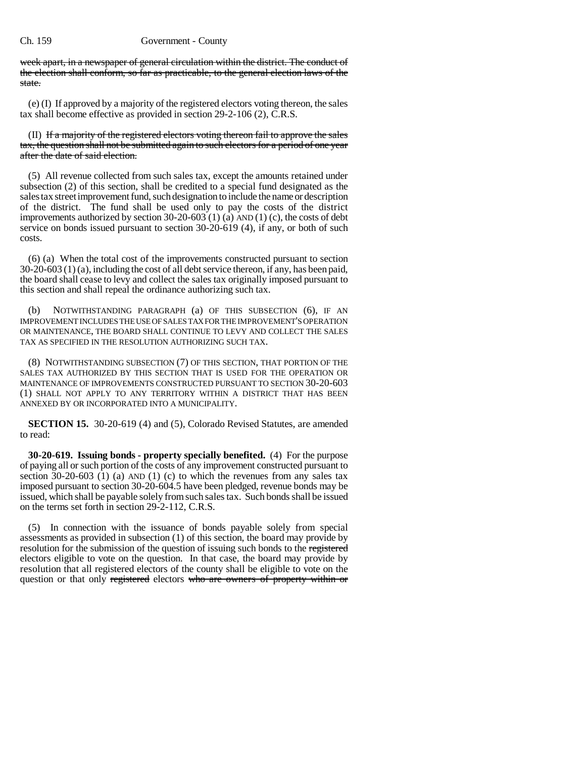week apart, in a newspaper of general circulation within the district. The conduct of the election shall conform, so far as practicable, to the general election laws of the state.

(e) (I) If approved by a majority of the registered electors voting thereon, the sales tax shall become effective as provided in section 29-2-106 (2), C.R.S.

(II) If a majority of the registered electors voting thereon fail to approve the sales tax, the question shall not be submitted again to such electors for a period of one year after the date of said election.

(5) All revenue collected from such sales tax, except the amounts retained under subsection (2) of this section, shall be credited to a special fund designated as the sales tax street improvement fund, such designation to include the name or description of the district. The fund shall be used only to pay the costs of the district improvements authorized by section 30-20-603 (1) (a) AND (1) (c), the costs of debt service on bonds issued pursuant to section 30-20-619 (4), if any, or both of such costs.

(6) (a) When the total cost of the improvements constructed pursuant to section 30-20-603 (1) (a), including the cost of all debt service thereon, if any, has been paid, the board shall cease to levy and collect the sales tax originally imposed pursuant to this section and shall repeal the ordinance authorizing such tax.

(b) NOTWITHSTANDING PARAGRAPH (a) OF THIS SUBSECTION (6), IF AN IMPROVEMENT INCLUDES THE USE OF SALES TAX FOR THE IMPROVEMENT'S OPERATION OR MAINTENANCE, THE BOARD SHALL CONTINUE TO LEVY AND COLLECT THE SALES TAX AS SPECIFIED IN THE RESOLUTION AUTHORIZING SUCH TAX.

(8) NOTWITHSTANDING SUBSECTION (7) OF THIS SECTION, THAT PORTION OF THE SALES TAX AUTHORIZED BY THIS SECTION THAT IS USED FOR THE OPERATION OR MAINTENANCE OF IMPROVEMENTS CONSTRUCTED PURSUANT TO SECTION 30-20-603 (1) SHALL NOT APPLY TO ANY TERRITORY WITHIN A DISTRICT THAT HAS BEEN ANNEXED BY OR INCORPORATED INTO A MUNICIPALITY.

**SECTION 15.** 30-20-619 (4) and (5), Colorado Revised Statutes, are amended to read:

**30-20-619. Issuing bonds - property specially benefited.** (4) For the purpose of paying all or such portion of the costs of any improvement constructed pursuant to section 30-20-603 (1) (a) AND (1) (c) to which the revenues from any sales tax imposed pursuant to section 30-20-604.5 have been pledged, revenue bonds may be issued, which shall be payable solely from such sales tax. Such bonds shall be issued on the terms set forth in section 29-2-112, C.R.S.

(5) In connection with the issuance of bonds payable solely from special assessments as provided in subsection (1) of this section, the board may provide by resolution for the submission of the question of issuing such bonds to the registered electors eligible to vote on the question. In that case, the board may provide by resolution that all registered electors of the county shall be eligible to vote on the question or that only registered electors who are owners of property within or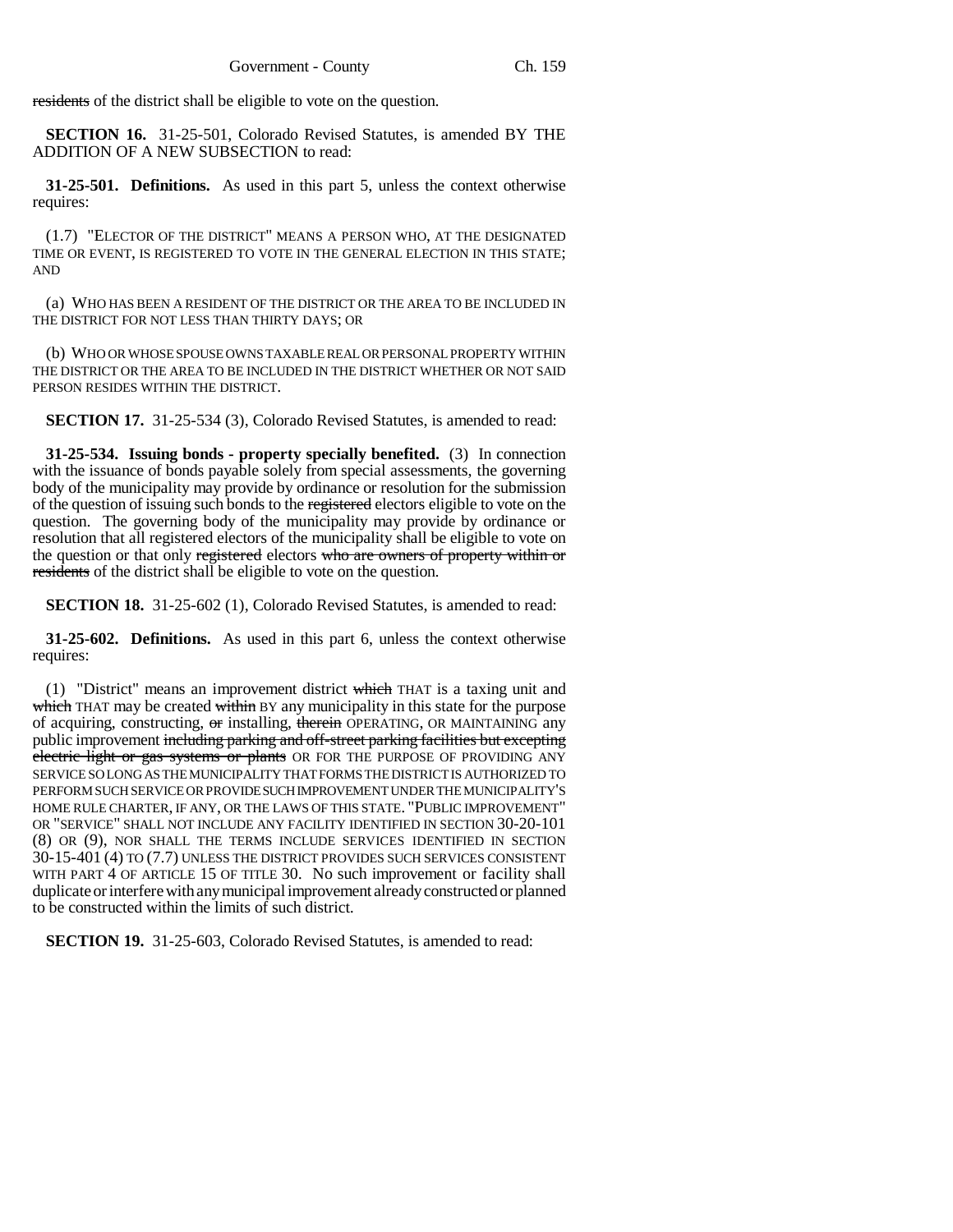residents of the district shall be eligible to vote on the question.

**SECTION 16.** 31-25-501, Colorado Revised Statutes, is amended BY THE ADDITION OF A NEW SUBSECTION to read:

**31-25-501. Definitions.** As used in this part 5, unless the context otherwise requires:

(1.7) "ELECTOR OF THE DISTRICT" MEANS A PERSON WHO, AT THE DESIGNATED TIME OR EVENT, IS REGISTERED TO VOTE IN THE GENERAL ELECTION IN THIS STATE; AND

(a) WHO HAS BEEN A RESIDENT OF THE DISTRICT OR THE AREA TO BE INCLUDED IN THE DISTRICT FOR NOT LESS THAN THIRTY DAYS; OR

(b) WHO OR WHOSE SPOUSE OWNS TAXABLE REAL OR PERSONAL PROPERTY WITHIN THE DISTRICT OR THE AREA TO BE INCLUDED IN THE DISTRICT WHETHER OR NOT SAID PERSON RESIDES WITHIN THE DISTRICT.

**SECTION 17.** 31-25-534 (3), Colorado Revised Statutes, is amended to read:

**31-25-534. Issuing bonds - property specially benefited.** (3) In connection with the issuance of bonds payable solely from special assessments, the governing body of the municipality may provide by ordinance or resolution for the submission of the question of issuing such bonds to the registered electors eligible to vote on the question. The governing body of the municipality may provide by ordinance or resolution that all registered electors of the municipality shall be eligible to vote on the question or that only registered electors who are owners of property within or residents of the district shall be eligible to vote on the question.

**SECTION 18.** 31-25-602 (1), Colorado Revised Statutes, is amended to read:

**31-25-602. Definitions.** As used in this part 6, unless the context otherwise requires:

(1) "District" means an improvement district which THAT is a taxing unit and which THAT may be created within BY any municipality in this state for the purpose of acquiring, constructing, or installing, therein OPERATING, OR MAINTAINING any public improvement including parking and off-street parking facilities but excepting electric light or gas systems or plants OR FOR THE PURPOSE OF PROVIDING ANY SERVICE SO LONG AS THE MUNICIPALITY THAT FORMS THE DISTRICT IS AUTHORIZED TO PERFORM SUCH SERVICE OR PROVIDE SUCH IMPROVEMENT UNDER THE MUNICIPALITY'S HOME RULE CHARTER, IF ANY, OR THE LAWS OF THIS STATE. "PUBLIC IMPROVEMENT" OR "SERVICE" SHALL NOT INCLUDE ANY FACILITY IDENTIFIED IN SECTION 30-20-101 (8) OR (9), NOR SHALL THE TERMS INCLUDE SERVICES IDENTIFIED IN SECTION 30-15-401 (4) TO (7.7) UNLESS THE DISTRICT PROVIDES SUCH SERVICES CONSISTENT WITH PART 4 OF ARTICLE 15 OF TITLE 30. No such improvement or facility shall duplicate or interfere with any municipal improvement already constructed or planned to be constructed within the limits of such district.

**SECTION 19.** 31-25-603, Colorado Revised Statutes, is amended to read: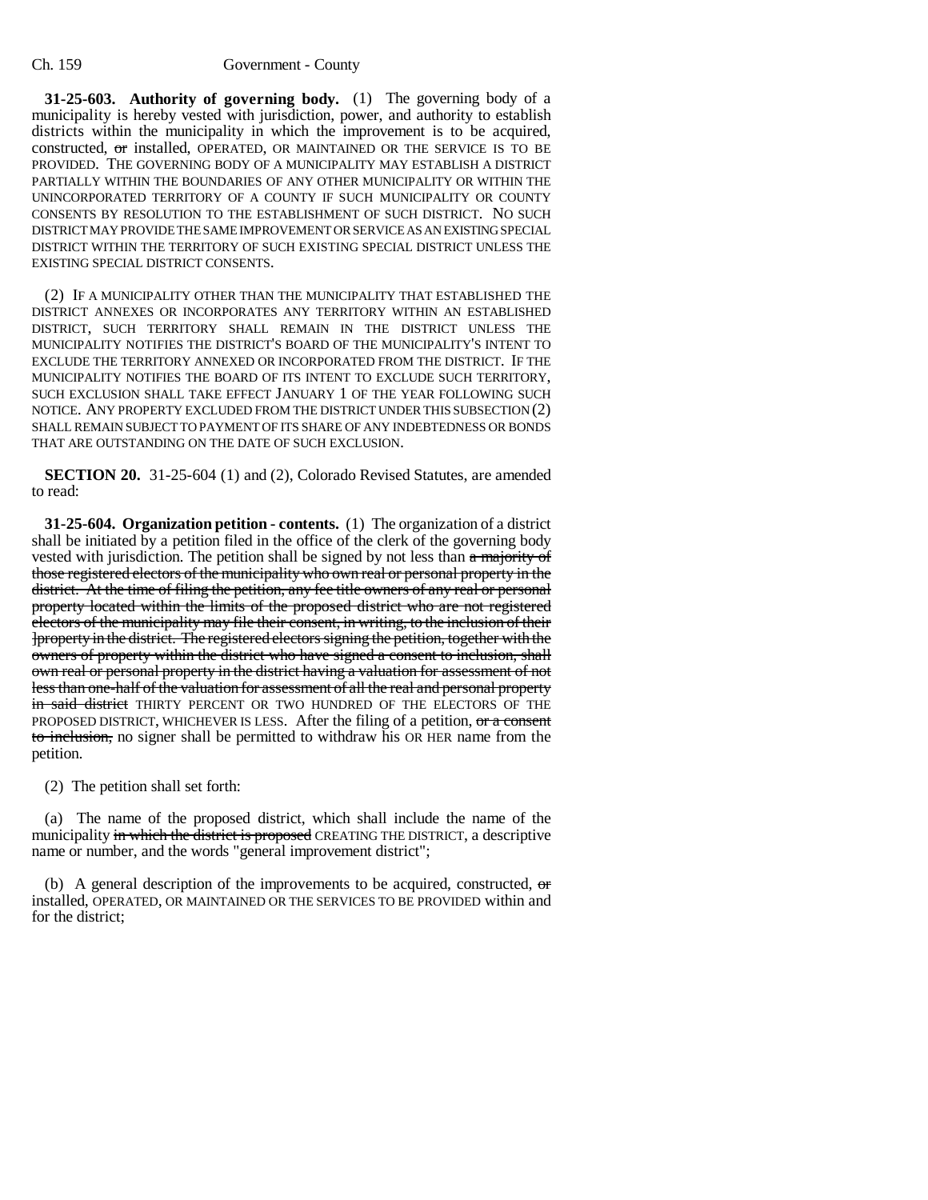**31-25-603. Authority of governing body.** (1) The governing body of a municipality is hereby vested with jurisdiction, power, and authority to establish districts within the municipality in which the improvement is to be acquired, constructed, ~~or~~ installed, OPERATED, OR MAINTAINED OR THE SERVICE IS TO BE PROVIDED. THE GOVERNING BODY OF A MUNICIPALITY MAY ESTABLISH A DISTRICT PARTIALLY WITHIN THE BOUNDARIES OF ANY OTHER MUNICIPALITY OR WITHIN THE UNINCORPORATED TERRITORY OF A COUNTY IF SUCH MUNICIPALITY OR COUNTY CONSENTS BY RESOLUTION TO THE ESTABLISHMENT OF SUCH DISTRICT. NO SUCH DISTRICT MAY PROVIDE THE SAME IMPROVEMENT OR SERVICE AS AN EXISTING SPECIAL DISTRICT WITHIN THE TERRITORY OF SUCH EXISTING SPECIAL DISTRICT UNLESS THE EXISTING SPECIAL DISTRICT CONSENTS.

(2) IF A MUNICIPALITY OTHER THAN THE MUNICIPALITY THAT ESTABLISHED THE DISTRICT ANNEXES OR INCORPORATES ANY TERRITORY WITHIN AN ESTABLISHED DISTRICT, SUCH TERRITORY SHALL REMAIN IN THE DISTRICT UNLESS THE MUNICIPALITY NOTIFIES THE DISTRICT'S BOARD OF THE MUNICIPALITY'S INTENT TO EXCLUDE THE TERRITORY ANNEXED OR INCORPORATED FROM THE DISTRICT. IF THE MUNICIPALITY NOTIFIES THE BOARD OF ITS INTENT TO EXCLUDE SUCH TERRITORY, SUCH EXCLUSION SHALL TAKE EFFECT JANUARY 1 OF THE YEAR FOLLOWING SUCH NOTICE. ANY PROPERTY EXCLUDED FROM THE DISTRICT UNDER THIS SUBSECTION (2) SHALL REMAIN SUBJECT TO PAYMENT OF ITS SHARE OF ANY INDEBTEDNESS OR BONDS THAT ARE OUTSTANDING ON THE DATE OF SUCH EXCLUSION.

**SECTION 20.** 31-25-604 (1) and (2), Colorado Revised Statutes, are amended to read:

**31-25-604. Organization petition - contents.** (1) The organization of a district shall be initiated by a petition filed in the office of the clerk of the governing body vested with jurisdiction. The petition shall be signed by not less than ~~a majority of those registered electors of the municipality who own real or personal property in the district. At the time of filing the petition, any fee title owners of any real or personal property located within the limits of the proposed district who are not registered electors of the municipality may file their consent, in writing, to the inclusion of their ]property in the district. The registered electors signing the petition, together with the owners of property within the district who have signed a consent to inclusion, shall own real or personal property in the district having a valuation for assessment of not less than one-half of the valuation for assessment of all the real and personal property in said district~~ THIRTY PERCENT OR TWO HUNDRED OF THE ELECTORS OF THE PROPOSED DISTRICT, WHICHEVER IS LESS. After the filing of a petition, ~~or a consent to inclusion,~~ no signer shall be permitted to withdraw his OR HER name from the petition.

(2) The petition shall set forth:

(a) The name of the proposed district, which shall include the name of the municipality ~~in which the district is proposed~~ CREATING THE DISTRICT, a descriptive name or number, and the words "general improvement district";

(b) A general description of the improvements to be acquired, constructed, ~~or~~ installed, OPERATED, OR MAINTAINED OR THE SERVICES TO BE PROVIDED within and for the district;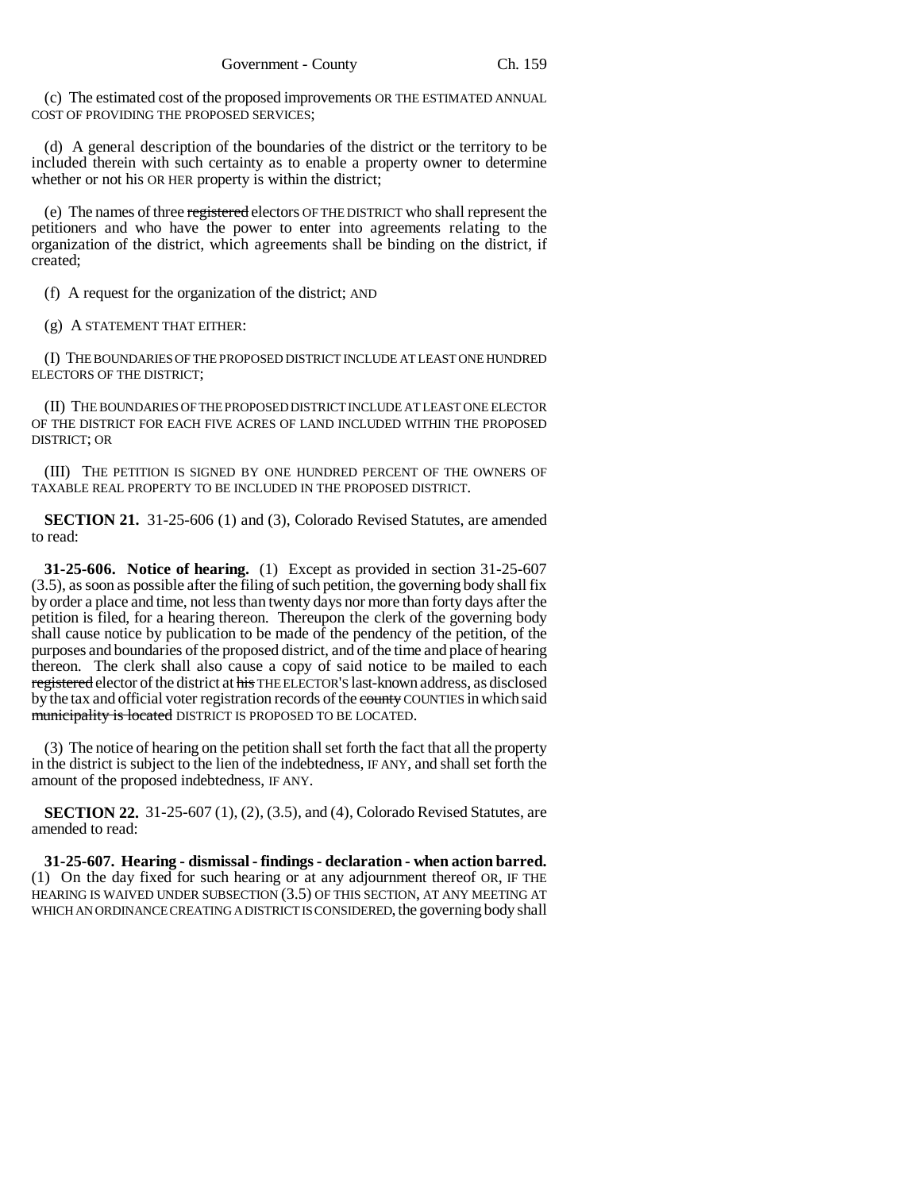(c) The estimated cost of the proposed improvements OR THE ESTIMATED ANNUAL COST OF PROVIDING THE PROPOSED SERVICES;

(d) A general description of the boundaries of the district or the territory to be included therein with such certainty as to enable a property owner to determine whether or not his OR HER property is within the district;

(e) The names of three ~~registered~~ electors OF THE DISTRICT who shall represent the petitioners and who have the power to enter into agreements relating to the organization of the district, which agreements shall be binding on the district, if created;

(f) A request for the organization of the district; AND

(g) A STATEMENT THAT EITHER:

(I) THE BOUNDARIES OF THE PROPOSED DISTRICT INCLUDE AT LEAST ONE HUNDRED ELECTORS OF THE DISTRICT;

(II) THE BOUNDARIES OF THE PROPOSED DISTRICT INCLUDE AT LEAST ONE ELECTOR OF THE DISTRICT FOR EACH FIVE ACRES OF LAND INCLUDED WITHIN THE PROPOSED DISTRICT; OR

(III) THE PETITION IS SIGNED BY ONE HUNDRED PERCENT OF THE OWNERS OF TAXABLE REAL PROPERTY TO BE INCLUDED IN THE PROPOSED DISTRICT.

**SECTION 21.** 31-25-606 (1) and (3), Colorado Revised Statutes, are amended to read:

**31-25-606. Notice of hearing.** (1) Except as provided in section 31-25-607 (3.5), as soon as possible after the filing of such petition, the governing body shall fix by order a place and time, not less than twenty days nor more than forty days after the petition is filed, for a hearing thereon. Thereupon the clerk of the governing body shall cause notice by publication to be made of the pendency of the petition, of the purposes and boundaries of the proposed district, and of the time and place of hearing thereon. The clerk shall also cause a copy of said notice to be mailed to each ~~registered~~ elector of the district at ~~his~~ THE ELECTOR'S last-known address, as disclosed by the tax and official voter registration records of the ~~county~~ COUNTIES in which said ~~municipality is located~~ DISTRICT IS PROPOSED TO BE LOCATED.

(3) The notice of hearing on the petition shall set forth the fact that all the property in the district is subject to the lien of the indebtedness, IF ANY, and shall set forth the amount of the proposed indebtedness, IF ANY.

**SECTION 22.** 31-25-607 (1), (2), (3.5), and (4), Colorado Revised Statutes, are amended to read:

**31-25-607. Hearing - dismissal - findings - declaration - when action barred.** (1) On the day fixed for such hearing or at any adjournment thereof OR, IF THE HEARING IS WAIVED UNDER SUBSECTION (3.5) OF THIS SECTION, AT ANY MEETING AT WHICH AN ORDINANCE CREATING A DISTRICT IS CONSIDERED, the governing body shall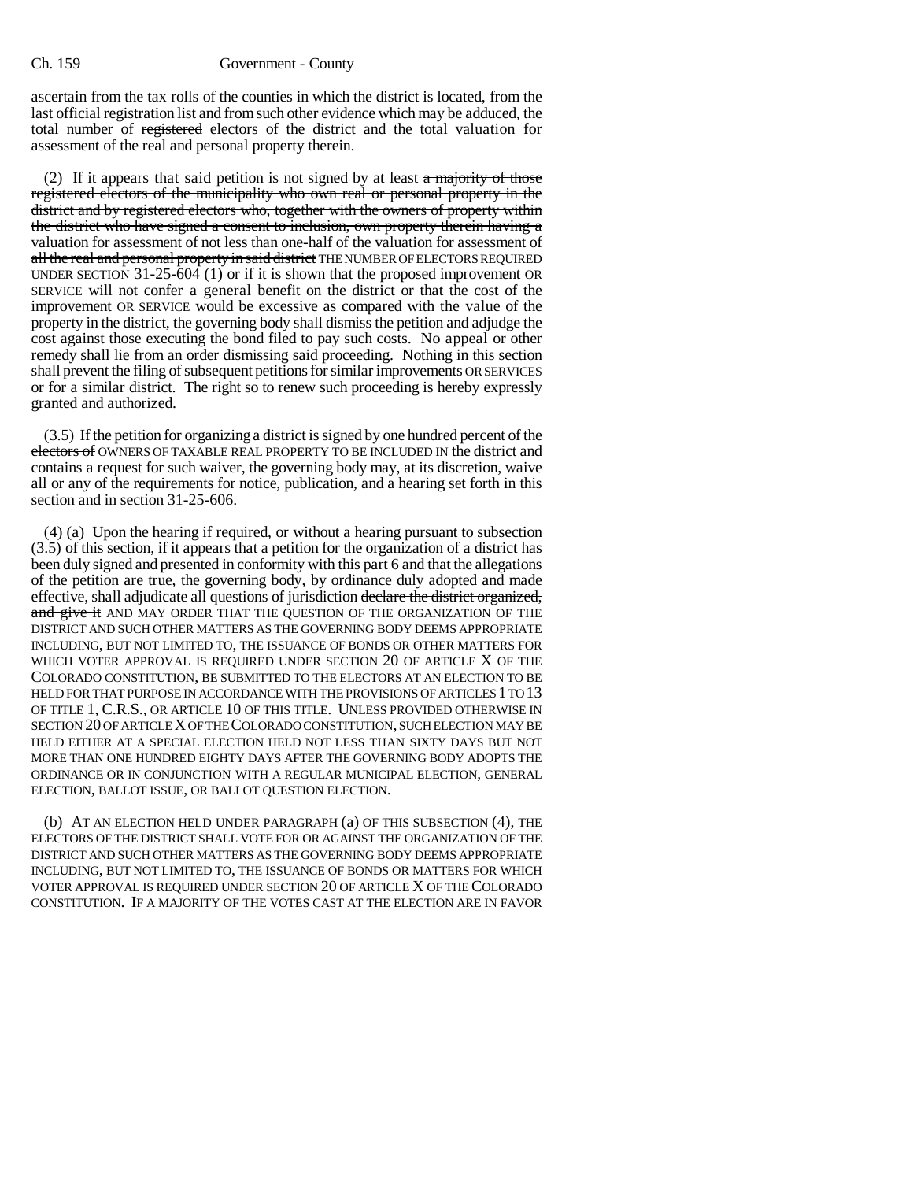ascertain from the tax rolls of the counties in which the district is located, from the last official registration list and from such other evidence which may be adduced, the total number of ~~registered~~ electors of the district and the total valuation for assessment of the real and personal property therein.

(2) If it appears that said petition is not signed by at least ~~a majority of those registered electors of the municipality who own real or personal property in the district and by registered electors who, together with the owners of property within the district who have signed a consent to inclusion, own property therein having a valuation for assessment of not less than one-half of the valuation for assessment of all the real and personal property in said district~~ THE NUMBER OF ELECTORS REQUIRED UNDER SECTION 31-25-604 (1) or if it is shown that the proposed improvement OR SERVICE will not confer a general benefit on the district or that the cost of the improvement OR SERVICE would be excessive as compared with the value of the property in the district, the governing body shall dismiss the petition and adjudge the cost against those executing the bond filed to pay such costs. No appeal or other remedy shall lie from an order dismissing said proceeding. Nothing in this section shall prevent the filing of subsequent petitions for similar improvements OR SERVICES or for a similar district. The right so to renew such proceeding is hereby expressly granted and authorized.

(3.5) If the petition for organizing a district is signed by one hundred percent of the ~~electors of~~ OWNERS OF TAXABLE REAL PROPERTY TO BE INCLUDED IN the district and contains a request for such waiver, the governing body may, at its discretion, waive all or any of the requirements for notice, publication, and a hearing set forth in this section and in section 31-25-606.

(4) (a) Upon the hearing if required, or without a hearing pursuant to subsection (3.5) of this section, if it appears that a petition for the organization of a district has been duly signed and presented in conformity with this part 6 and that the allegations of the petition are true, the governing body, by ordinance duly adopted and made effective, shall adjudicate all questions of jurisdiction ~~declare the district organized, and give it~~ AND MAY ORDER THAT THE QUESTION OF THE ORGANIZATION OF THE DISTRICT AND SUCH OTHER MATTERS AS THE GOVERNING BODY DEEMS APPROPRIATE INCLUDING, BUT NOT LIMITED TO, THE ISSUANCE OF BONDS OR OTHER MATTERS FOR WHICH VOTER APPROVAL IS REQUIRED UNDER SECTION 20 OF ARTICLE X OF THE COLORADO CONSTITUTION, BE SUBMITTED TO THE ELECTORS AT AN ELECTION TO BE HELD FOR THAT PURPOSE IN ACCORDANCE WITH THE PROVISIONS OF ARTICLES 1 TO 13 OF TITLE 1, C.R.S., OR ARTICLE 10 OF THIS TITLE. UNLESS PROVIDED OTHERWISE IN SECTION 20 OF ARTICLE X OF THE COLORADO CONSTITUTION, SUCH ELECTION MAY BE HELD EITHER AT A SPECIAL ELECTION HELD NOT LESS THAN SIXTY DAYS BUT NOT MORE THAN ONE HUNDRED EIGHTY DAYS AFTER THE GOVERNING BODY ADOPTS THE ORDINANCE OR IN CONJUNCTION WITH A REGULAR MUNICIPAL ELECTION, GENERAL ELECTION, BALLOT ISSUE, OR BALLOT QUESTION ELECTION.

(b) AT AN ELECTION HELD UNDER PARAGRAPH (a) OF THIS SUBSECTION (4), THE ELECTORS OF THE DISTRICT SHALL VOTE FOR OR AGAINST THE ORGANIZATION OF THE DISTRICT AND SUCH OTHER MATTERS AS THE GOVERNING BODY DEEMS APPROPRIATE INCLUDING, BUT NOT LIMITED TO, THE ISSUANCE OF BONDS OR MATTERS FOR WHICH VOTER APPROVAL IS REQUIRED UNDER SECTION 20 OF ARTICLE X OF THE COLORADO CONSTITUTION. IF A MAJORITY OF THE VOTES CAST AT THE ELECTION ARE IN FAVOR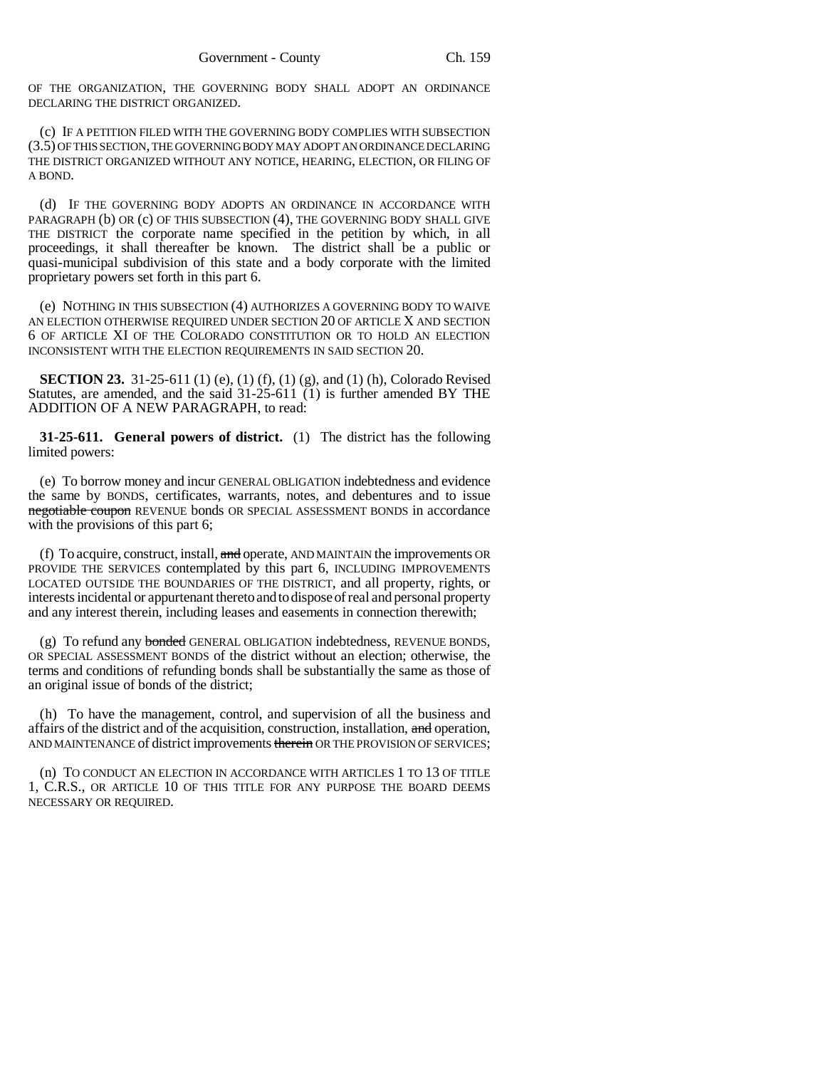OF THE ORGANIZATION, THE GOVERNING BODY SHALL ADOPT AN ORDINANCE DECLARING THE DISTRICT ORGANIZED.

(c) IF A PETITION FILED WITH THE GOVERNING BODY COMPLIES WITH SUBSECTION (3.5) OF THIS SECTION, THE GOVERNING BODY MAY ADOPT AN ORDINANCE DECLARING THE DISTRICT ORGANIZED WITHOUT ANY NOTICE, HEARING, ELECTION, OR FILING OF A BOND.

(d) IF THE GOVERNING BODY ADOPTS AN ORDINANCE IN ACCORDANCE WITH PARAGRAPH (b) OR (c) OF THIS SUBSECTION (4), THE GOVERNING BODY SHALL GIVE THE DISTRICT the corporate name specified in the petition by which, in all proceedings, it shall thereafter be known. The district shall be a public or quasi-municipal subdivision of this state and a body corporate with the limited proprietary powers set forth in this part 6.

(e) NOTHING IN THIS SUBSECTION (4) AUTHORIZES A GOVERNING BODY TO WAIVE AN ELECTION OTHERWISE REQUIRED UNDER SECTION 20 OF ARTICLE X AND SECTION 6 OF ARTICLE XI OF THE COLORADO CONSTITUTION OR TO HOLD AN ELECTION INCONSISTENT WITH THE ELECTION REQUIREMENTS IN SAID SECTION 20.

**SECTION 23.** 31-25-611 (1) (e), (1) (f), (1) (g), and (1) (h), Colorado Revised Statutes, are amended, and the said 31-25-611 (1) is further amended BY THE ADDITION OF A NEW PARAGRAPH, to read:

**31-25-611. General powers of district.** (1) The district has the following limited powers:

(e) To borrow money and incur GENERAL OBLIGATION indebtedness and evidence the same by BONDS, certificates, warrants, notes, and debentures and to issue ~~negotiable coupon~~ REVENUE bonds OR SPECIAL ASSESSMENT BONDS in accordance with the provisions of this part 6;

(f) To acquire, construct, install, ~~and~~ operate, AND MAINTAIN the improvements OR PROVIDE THE SERVICES contemplated by this part 6, INCLUDING IMPROVEMENTS LOCATED OUTSIDE THE BOUNDARIES OF THE DISTRICT, and all property, rights, or interests incidental or appurtenant thereto and to dispose of real and personal property and any interest therein, including leases and easements in connection therewith;

(g) To refund any ~~bonded~~ GENERAL OBLIGATION indebtedness, REVENUE BONDS, OR SPECIAL ASSESSMENT BONDS of the district without an election; otherwise, the terms and conditions of refunding bonds shall be substantially the same as those of an original issue of bonds of the district;

(h) To have the management, control, and supervision of all the business and affairs of the district and of the acquisition, construction, installation, ~~and~~ operation, AND MAINTENANCE of district improvements ~~therein~~ OR THE PROVISION OF SERVICES;

(n) TO CONDUCT AN ELECTION IN ACCORDANCE WITH ARTICLES 1 TO 13 OF TITLE 1, C.R.S., OR ARTICLE 10 OF THIS TITLE FOR ANY PURPOSE THE BOARD DEEMS NECESSARY OR REQUIRED.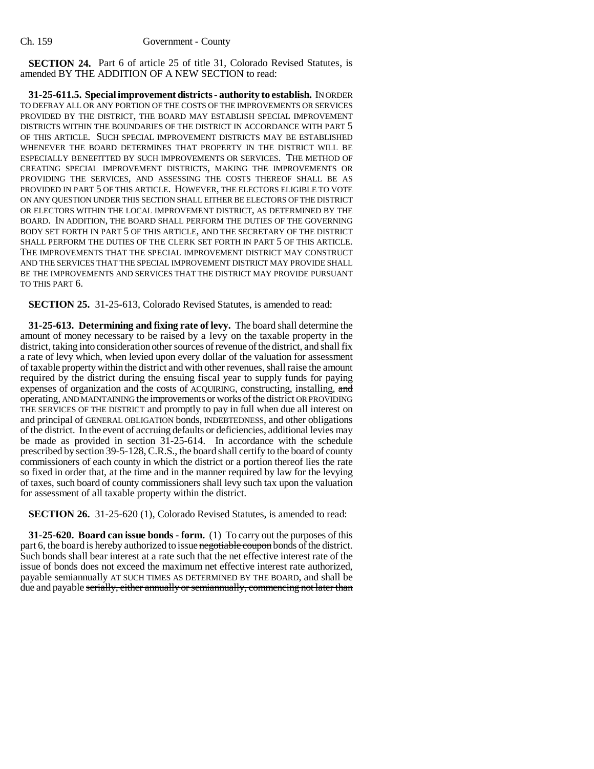**SECTION 24.** Part 6 of article 25 of title 31, Colorado Revised Statutes, is amended BY THE ADDITION OF A NEW SECTION to read:

**31-25-611.5. Special improvement districts - authority to establish.** IN ORDER TO DEFRAY ALL OR ANY PORTION OF THE COSTS OF THE IMPROVEMENTS OR SERVICES PROVIDED BY THE DISTRICT, THE BOARD MAY ESTABLISH SPECIAL IMPROVEMENT DISTRICTS WITHIN THE BOUNDARIES OF THE DISTRICT IN ACCORDANCE WITH PART 5 OF THIS ARTICLE. SUCH SPECIAL IMPROVEMENT DISTRICTS MAY BE ESTABLISHED WHENEVER THE BOARD DETERMINES THAT PROPERTY IN THE DISTRICT WILL BE ESPECIALLY BENEFITTED BY SUCH IMPROVEMENTS OR SERVICES. THE METHOD OF CREATING SPECIAL IMPROVEMENT DISTRICTS, MAKING THE IMPROVEMENTS OR PROVIDING THE SERVICES, AND ASSESSING THE COSTS THEREOF SHALL BE AS PROVIDED IN PART 5 OF THIS ARTICLE. HOWEVER, THE ELECTORS ELIGIBLE TO VOTE ON ANY QUESTION UNDER THIS SECTION SHALL EITHER BE ELECTORS OF THE DISTRICT OR ELECTORS WITHIN THE LOCAL IMPROVEMENT DISTRICT, AS DETERMINED BY THE BOARD. IN ADDITION, THE BOARD SHALL PERFORM THE DUTIES OF THE GOVERNING BODY SET FORTH IN PART 5 OF THIS ARTICLE, AND THE SECRETARY OF THE DISTRICT SHALL PERFORM THE DUTIES OF THE CLERK SET FORTH IN PART 5 OF THIS ARTICLE. THE IMPROVEMENTS THAT THE SPECIAL IMPROVEMENT DISTRICT MAY CONSTRUCT AND THE SERVICES THAT THE SPECIAL IMPROVEMENT DISTRICT MAY PROVIDE SHALL BE THE IMPROVEMENTS AND SERVICES THAT THE DISTRICT MAY PROVIDE PURSUANT TO THIS PART 6.

**SECTION 25.** 31-25-613, Colorado Revised Statutes, is amended to read:

**31-25-613. Determining and fixing rate of levy.** The board shall determine the amount of money necessary to be raised by a levy on the taxable property in the district, taking into consideration other sources of revenue of the district, and shall fix a rate of levy which, when levied upon every dollar of the valuation for assessment of taxable property within the district and with other revenues, shall raise the amount required by the district during the ensuing fiscal year to supply funds for paying expenses of organization and the costs of ACQUIRING, constructing, installing, ~~and~~ operating, AND MAINTAINING the improvements or works of the district OR PROVIDING THE SERVICES OF THE DISTRICT and promptly to pay in full when due all interest on and principal of GENERAL OBLIGATION bonds, INDEBTEDNESS, and other obligations of the district. In the event of accruing defaults or deficiencies, additional levies may be made as provided in section 31-25-614. In accordance with the schedule prescribed by section 39-5-128, C.R.S., the board shall certify to the board of county commissioners of each county in which the district or a portion thereof lies the rate so fixed in order that, at the time and in the manner required by law for the levying of taxes, such board of county commissioners shall levy such tax upon the valuation for assessment of all taxable property within the district.

**SECTION 26.** 31-25-620 (1), Colorado Revised Statutes, is amended to read:

**31-25-620. Board can issue bonds - form.** (1) To carry out the purposes of this part 6, the board is hereby authorized to issue ~~negotiable coupon~~ bonds of the district. Such bonds shall bear interest at a rate such that the net effective interest rate of the issue of bonds does not exceed the maximum net effective interest rate authorized, payable ~~semiannually~~ AT SUCH TIMES AS DETERMINED BY THE BOARD, and shall be due and payable ~~serially, either annually or semiannually, commencing not later than~~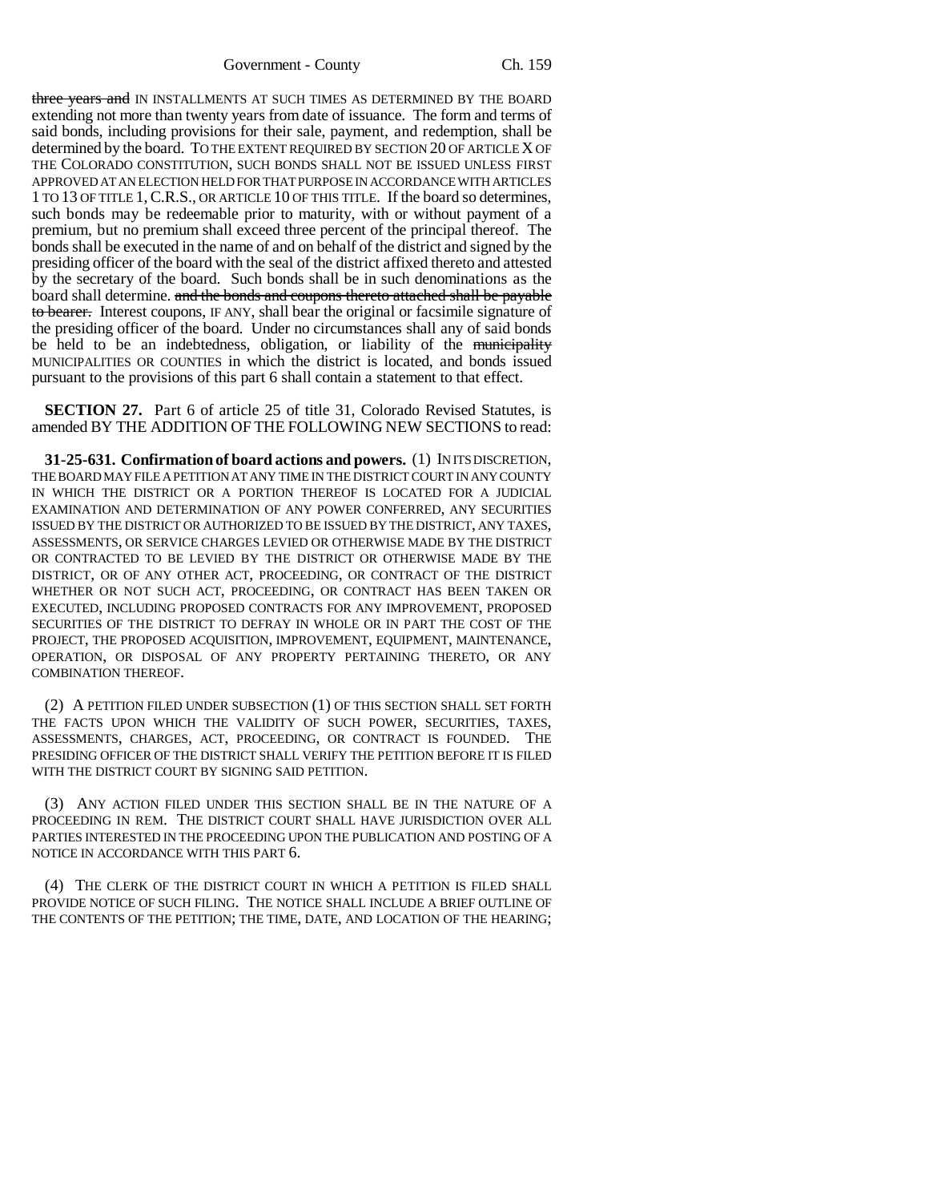three years and IN INSTALLMENTS AT SUCH TIMES AS DETERMINED BY THE BOARD extending not more than twenty years from date of issuance. The form and terms of said bonds, including provisions for their sale, payment, and redemption, shall be determined by the board. TO THE EXTENT REQUIRED BY SECTION 20 OF ARTICLE X OF THE COLORADO CONSTITUTION, SUCH BONDS SHALL NOT BE ISSUED UNLESS FIRST APPROVED AT AN ELECTION HELD FOR THAT PURPOSE IN ACCORDANCE WITH ARTICLES 1 TO 13 OF TITLE 1, C.R.S., OR ARTICLE 10 OF THIS TITLE. If the board so determines, such bonds may be redeemable prior to maturity, with or without payment of a premium, but no premium shall exceed three percent of the principal thereof. The bonds shall be executed in the name of and on behalf of the district and signed by the presiding officer of the board with the seal of the district affixed thereto and attested by the secretary of the board. Such bonds shall be in such denominations as the board shall determine. and the bonds and coupons thereto attached shall be payable to bearer. Interest coupons, IF ANY, shall bear the original or facsimile signature of the presiding officer of the board. Under no circumstances shall any of said bonds be held to be an indebtedness, obligation, or liability of the municipality MUNICIPALITIES OR COUNTIES in which the district is located, and bonds issued pursuant to the provisions of this part 6 shall contain a statement to that effect.

**SECTION 27.** Part 6 of article 25 of title 31, Colorado Revised Statutes, is amended BY THE ADDITION OF THE FOLLOWING NEW SECTIONS to read:

**31-25-631. Confirmation of board actions and powers.** (1) IN ITS DISCRETION, THE BOARD MAY FILE A PETITION AT ANY TIME IN THE DISTRICT COURT IN ANY COUNTY IN WHICH THE DISTRICT OR A PORTION THEREOF IS LOCATED FOR A JUDICIAL EXAMINATION AND DETERMINATION OF ANY POWER CONFERRED, ANY SECURITIES ISSUED BY THE DISTRICT OR AUTHORIZED TO BE ISSUED BY THE DISTRICT, ANY TAXES, ASSESSMENTS, OR SERVICE CHARGES LEVIED OR OTHERWISE MADE BY THE DISTRICT OR CONTRACTED TO BE LEVIED BY THE DISTRICT OR OTHERWISE MADE BY THE DISTRICT, OR OF ANY OTHER ACT, PROCEEDING, OR CONTRACT OF THE DISTRICT WHETHER OR NOT SUCH ACT, PROCEEDING, OR CONTRACT HAS BEEN TAKEN OR EXECUTED, INCLUDING PROPOSED CONTRACTS FOR ANY IMPROVEMENT, PROPOSED SECURITIES OF THE DISTRICT TO DEFRAY IN WHOLE OR IN PART THE COST OF THE PROJECT, THE PROPOSED ACQUISITION, IMPROVEMENT, EQUIPMENT, MAINTENANCE, OPERATION, OR DISPOSAL OF ANY PROPERTY PERTAINING THERETO, OR ANY COMBINATION THEREOF.

(2) A PETITION FILED UNDER SUBSECTION (1) OF THIS SECTION SHALL SET FORTH THE FACTS UPON WHICH THE VALIDITY OF SUCH POWER, SECURITIES, TAXES, ASSESSMENTS, CHARGES, ACT, PROCEEDING, OR CONTRACT IS FOUNDED. THE PRESIDING OFFICER OF THE DISTRICT SHALL VERIFY THE PETITION BEFORE IT IS FILED WITH THE DISTRICT COURT BY SIGNING SAID PETITION.

(3) ANY ACTION FILED UNDER THIS SECTION SHALL BE IN THE NATURE OF A PROCEEDING IN REM. THE DISTRICT COURT SHALL HAVE JURISDICTION OVER ALL PARTIES INTERESTED IN THE PROCEEDING UPON THE PUBLICATION AND POSTING OF A NOTICE IN ACCORDANCE WITH THIS PART 6.

(4) THE CLERK OF THE DISTRICT COURT IN WHICH A PETITION IS FILED SHALL PROVIDE NOTICE OF SUCH FILING. THE NOTICE SHALL INCLUDE A BRIEF OUTLINE OF THE CONTENTS OF THE PETITION; THE TIME, DATE, AND LOCATION OF THE HEARING;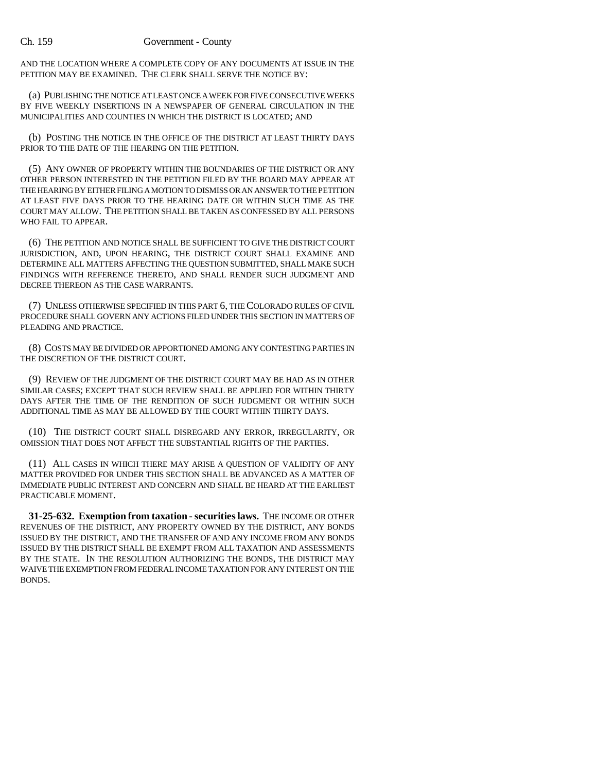AND THE LOCATION WHERE A COMPLETE COPY OF ANY DOCUMENTS AT ISSUE IN THE PETITION MAY BE EXAMINED. THE CLERK SHALL SERVE THE NOTICE BY:

(a) PUBLISHING THE NOTICE AT LEAST ONCE A WEEK FOR FIVE CONSECUTIVE WEEKS BY FIVE WEEKLY INSERTIONS IN A NEWSPAPER OF GENERAL CIRCULATION IN THE MUNICIPALITIES AND COUNTIES IN WHICH THE DISTRICT IS LOCATED; AND

(b) POSTING THE NOTICE IN THE OFFICE OF THE DISTRICT AT LEAST THIRTY DAYS PRIOR TO THE DATE OF THE HEARING ON THE PETITION.

(5) ANY OWNER OF PROPERTY WITHIN THE BOUNDARIES OF THE DISTRICT OR ANY OTHER PERSON INTERESTED IN THE PETITION FILED BY THE BOARD MAY APPEAR AT THE HEARING BY EITHER FILING A MOTION TO DISMISS OR AN ANSWER TO THE PETITION AT LEAST FIVE DAYS PRIOR TO THE HEARING DATE OR WITHIN SUCH TIME AS THE COURT MAY ALLOW. THE PETITION SHALL BE TAKEN AS CONFESSED BY ALL PERSONS WHO FAIL TO APPEAR.

(6) THE PETITION AND NOTICE SHALL BE SUFFICIENT TO GIVE THE DISTRICT COURT JURISDICTION, AND, UPON HEARING, THE DISTRICT COURT SHALL EXAMINE AND DETERMINE ALL MATTERS AFFECTING THE QUESTION SUBMITTED, SHALL MAKE SUCH FINDINGS WITH REFERENCE THERETO, AND SHALL RENDER SUCH JUDGMENT AND DECREE THEREON AS THE CASE WARRANTS.

(7) UNLESS OTHERWISE SPECIFIED IN THIS PART 6, THE COLORADO RULES OF CIVIL PROCEDURE SHALL GOVERN ANY ACTIONS FILED UNDER THIS SECTION IN MATTERS OF PLEADING AND PRACTICE.

(8) COSTS MAY BE DIVIDED OR APPORTIONED AMONG ANY CONTESTING PARTIES IN THE DISCRETION OF THE DISTRICT COURT.

(9) REVIEW OF THE JUDGMENT OF THE DISTRICT COURT MAY BE HAD AS IN OTHER SIMILAR CASES; EXCEPT THAT SUCH REVIEW SHALL BE APPLIED FOR WITHIN THIRTY DAYS AFTER THE TIME OF THE RENDITION OF SUCH JUDGMENT OR WITHIN SUCH ADDITIONAL TIME AS MAY BE ALLOWED BY THE COURT WITHIN THIRTY DAYS.

(10) THE DISTRICT COURT SHALL DISREGARD ANY ERROR, IRREGULARITY, OR OMISSION THAT DOES NOT AFFECT THE SUBSTANTIAL RIGHTS OF THE PARTIES.

(11) ALL CASES IN WHICH THERE MAY ARISE A QUESTION OF VALIDITY OF ANY MATTER PROVIDED FOR UNDER THIS SECTION SHALL BE ADVANCED AS A MATTER OF IMMEDIATE PUBLIC INTEREST AND CONCERN AND SHALL BE HEARD AT THE EARLIEST PRACTICABLE MOMENT.

**31-25-632. Exemption from taxation - securities laws.** THE INCOME OR OTHER REVENUES OF THE DISTRICT, ANY PROPERTY OWNED BY THE DISTRICT, ANY BONDS ISSUED BY THE DISTRICT, AND THE TRANSFER OF AND ANY INCOME FROM ANY BONDS ISSUED BY THE DISTRICT SHALL BE EXEMPT FROM ALL TAXATION AND ASSESSMENTS BY THE STATE. IN THE RESOLUTION AUTHORIZING THE BONDS, THE DISTRICT MAY WAIVE THE EXEMPTION FROM FEDERAL INCOME TAXATION FOR ANY INTEREST ON THE BONDS.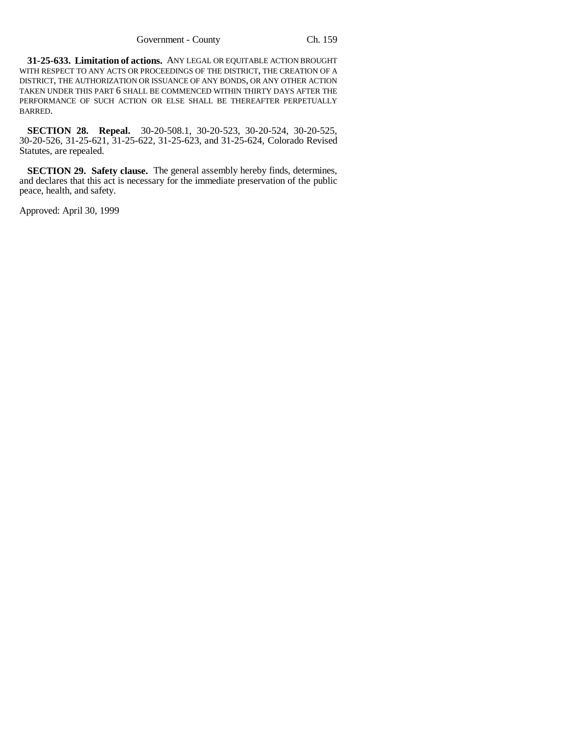**31-25-633. Limitation of actions.** ANY LEGAL OR EQUITABLE ACTION BROUGHT WITH RESPECT TO ANY ACTS OR PROCEEDINGS OF THE DISTRICT, THE CREATION OF A DISTRICT, THE AUTHORIZATION OR ISSUANCE OF ANY BONDS, OR ANY OTHER ACTION TAKEN UNDER THIS PART 6 SHALL BE COMMENCED WITHIN THIRTY DAYS AFTER THE PERFORMANCE OF SUCH ACTION OR ELSE SHALL BE THEREAFTER PERPETUALLY BARRED.

**SECTION 28. Repeal.** 30-20-508.1, 30-20-523, 30-20-524, 30-20-525, 30-20-526, 31-25-621, 31-25-622, 31-25-623, and 31-25-624, Colorado Revised Statutes, are repealed.

**SECTION 29. Safety clause.** The general assembly hereby finds, determines, and declares that this act is necessary for the immediate preservation of the public peace, health, and safety.

Approved: April 30, 1999